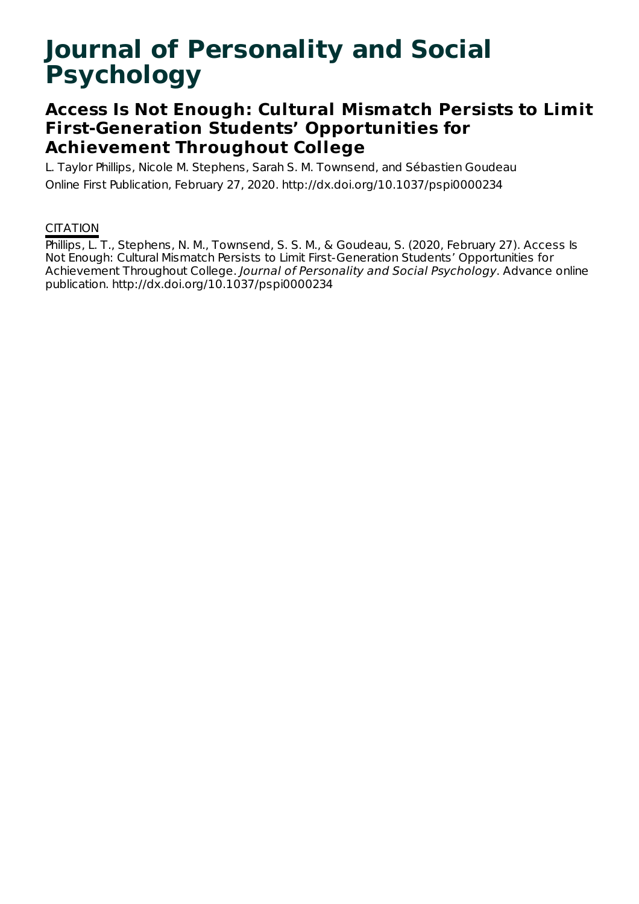# Journal of Personality and Social Psychology

## Access Is Not Enough: Cultural Mismatch Persists to Limit First-Generation Students' Opportunities for Achievement Throughout College

L. Taylor Phillips, Nicole M. Stephens, Sarah S. M. Townsend, and Sébastien Goudeau

Online First Publication, February 27, 2020. http://dx.doi.org/10.1037/pspi0000234

### CITATION

Phillips, L. T., Stephens, N. M., Townsend, S. S. M., & Goudeau, S. (2020, February 27). Access Is Not Enough: Cultural Mismatch Persists to Limit First-Generation Students' Opportunities for Achievement Throughout College. *Journal of Personality and Social Psychology*. Advance online publication. http://dx.doi.org/10.1037/pspi0000234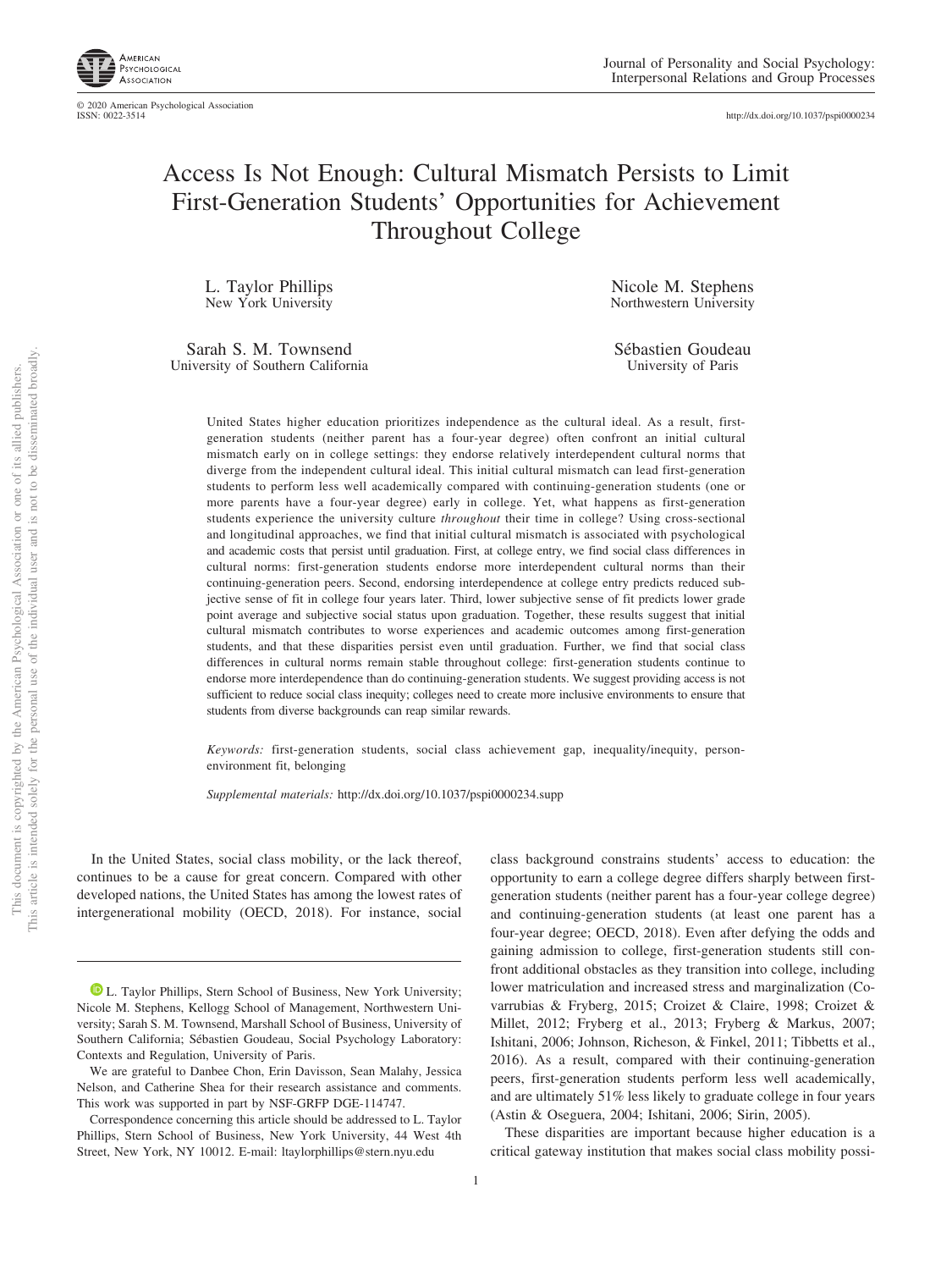# Access Is Not Enough: Cultural Mismatch Persists to Limit First-Generation Students' Opportunities for Achievement Throughout College

L. Taylor Phillips
New York University

Nicole M. Stephens
Northwestern University

Sarah S. M. Townsend
University of Southern California

Sébastien Goudeau
University of Paris

United States higher education prioritizes independence as the cultural ideal. As a result, first-generation students (neither parent has a four-year degree) often confront an initial cultural mismatch early on in college settings: they endorse relatively interdependent cultural norms that diverge from the independent cultural ideal. This initial cultural mismatch can lead first-generation students to perform less well academically compared with continuing-generation students (one or more parents have a four-year degree) early in college. Yet, what happens as first-generation students experience the university culture *throughout* their time in college? Using cross-sectional and longitudinal approaches, we find that initial cultural mismatch is associated with psychological and academic costs that persist until graduation. First, at college entry, we find social class differences in cultural norms: first-generation students endorse more interdependent cultural norms than their continuing-generation peers. Second, endorsing interdependence at college entry predicts reduced subjective sense of fit in college four years later. Third, lower subjective sense of fit predicts lower grade point average and subjective social status upon graduation. Together, these results suggest that initial cultural mismatch contributes to worse experiences and academic outcomes among first-generation students, and that these disparities persist even until graduation. Further, we find that social class differences in cultural norms remain stable throughout college: first-generation students continue to endorse more interdependence than do continuing-generation students. We suggest providing access is not sufficient to reduce social class inequity; colleges need to create more inclusive environments to ensure that students from diverse backgrounds can reap similar rewards.

*Keywords:* first-generation students, social class achievement gap, inequality/inequity, person-environment fit, belonging

*Supplemental materials:* http://dx.doi.org/10.1037/pspi0000234.supp

In the United States, social class mobility, or the lack thereof, continues to be a cause for great concern. Compared with other developed nations, the United States has among the lowest rates of intergenerational mobility (OECD, 2018). For instance, social class background constrains students' access to education: the opportunity to earn a college degree differs sharply between first-generation students (neither parent has a four-year college degree) and continuing-generation students (at least one parent has a four-year degree; OECD, 2018). Even after defying the odds and gaining admission to college, first-generation students still confront additional obstacles as they transition into college, including lower matriculation and increased stress and marginalization (Covarrubias & Fryberg, 2015; Croizet & Claire, 1998; Croizet & Millet, 2012; Fryberg et al., 2013; Fryberg & Markus, 2007; Ishitani, 2006; Johnson, Richeson, & Finkel, 2011; Tibbetts et al., 2016). As a result, compared with their continuing-generation peers, first-generation students perform less well academically, and are ultimately 51% less likely to graduate college in four years (Astin & Oseguera, 2004; Ishitani, 2006; Sirin, 2005).

These disparities are important because higher education is a critical gateway institution that makes social class mobility possi-

L. Taylor Phillips, Stern School of Business, New York University; Nicole M. Stephens, Kellogg School of Management, Northwestern University; Sarah S. M. Townsend, Marshall School of Business, University of Southern California; Sébastien Goudeau, Social Psychology Laboratory: Contexts and Regulation, University of Paris.

We are grateful to Danbee Chon, Erin Davisson, Sean Malahy, Jessica Nelson, and Catherine Shea for their research assistance and comments. This work was supported in part by NSF-GRFP DGE-114747.

Correspondence concerning this article should be addressed to L. Taylor Phillips, Stern School of Business, New York University, 44 West 4th Street, New York, NY 10012. E-mail: ltaylorphillips@stern.nyu.edu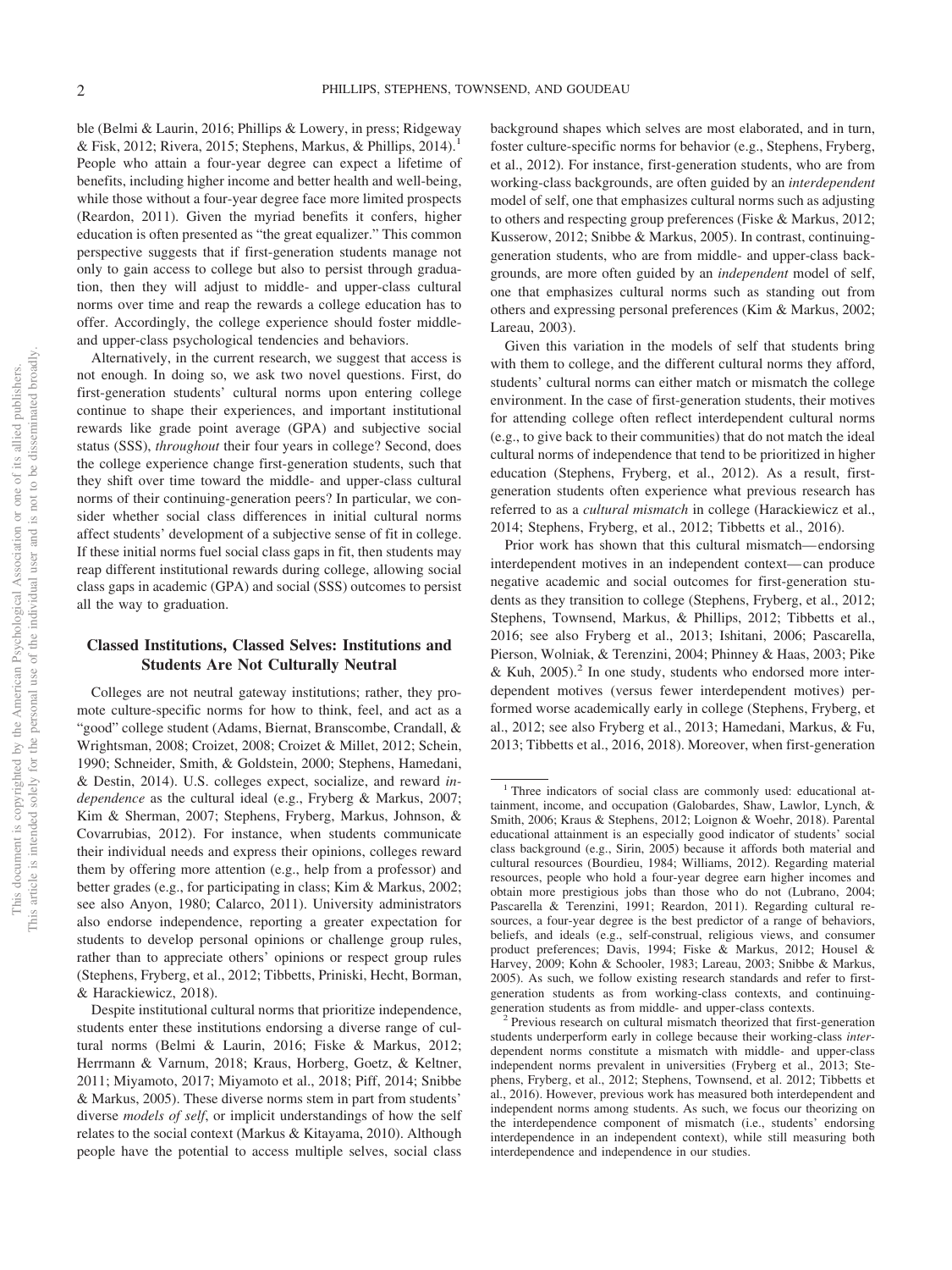ble (Belmi & Laurin, 2016; Phillips & Lowery, in press; Ridgeway & Fisk, 2012; Rivera, 2015; Stephens, Markus, & Phillips, 2014).[1] People who attain a four-year degree can expect a lifetime of benefits, including higher income and better health and well-being, while those without a four-year degree face more limited prospects (Reardon, 2011). Given the myriad benefits it confers, higher education is often presented as "the great equalizer." This common perspective suggests that if first-generation students manage not only to gain access to college but also to persist through graduation, then they will adjust to middle- and upper-class cultural norms over time and reap the rewards a college education has to offer. Accordingly, the college experience should foster middle- and upper-class psychological tendencies and behaviors.

Alternatively, in the current research, we suggest that access is not enough. In doing so, we ask two novel questions. First, do first-generation students' cultural norms upon entering college continue to shape their experiences, and important institutional rewards like grade point average (GPA) and subjective social status (SSS), *throughout* their four years in college? Second, does the college experience change first-generation students, such that they shift over time toward the middle- and upper-class cultural norms of their continuing-generation peers? In particular, we consider whether social class differences in initial cultural norms affect students' development of a subjective sense of fit in college. If these initial norms fuel social class gaps in fit, then students may reap different institutional rewards during college, allowing social class gaps in academic (GPA) and social (SSS) outcomes to persist all the way to graduation.

## Classed Institutions, Classed Selves: Institutions and Students Are Not Culturally Neutral

Colleges are not neutral gateway institutions; rather, they promote culture-specific norms for how to think, feel, and act as a "good" college student (Adams, Biernat, Branscombe, Crandall, & Wrightsman, 2008; Croizet, 2008; Croizet & Millet, 2012; Schein, 1990; Schneider, Smith, & Goldstein, 2000; Stephens, Hamedani, & Destin, 2014). U.S. colleges expect, socialize, and reward *independence* as the cultural ideal (e.g., Fryberg & Markus, 2007; Kim & Sherman, 2007; Stephens, Fryberg, Markus, Johnson, & Covarrubias, 2012). For instance, when students communicate their individual needs and express their opinions, colleges reward them by offering more attention (e.g., help from a professor) and better grades (e.g., for participating in class; Kim & Markus, 2002; see also Anyon, 1980; Calarco, 2011). University administrators also endorse independence, reporting a greater expectation for students to develop personal opinions or challenge group rules, rather than to appreciate others' opinions or respect group rules (Stephens, Fryberg, et al., 2012; Tibbetts, Priniski, Hecht, Borman, & Harackiewicz, 2018).

Despite institutional cultural norms that prioritize independence, students enter these institutions endorsing a diverse range of cultural norms (Belmi & Laurin, 2016; Fiske & Markus, 2012; Herrmann & Varnum, 2018; Kraus, Horberg, Goetz, & Keltner, 2011; Miyamoto, 2017; Miyamoto et al., 2018; Piff, 2014; Snibbe & Markus, 2005). These diverse norms stem in part from students' diverse *models of self*, or implicit understandings of how the self relates to the social context (Markus & Kitayama, 2010). Although people have the potential to access multiple selves, social class background shapes which selves are most elaborated, and in turn, foster culture-specific norms for behavior (e.g., Stephens, Fryberg, et al., 2012). For instance, first-generation students, who are from working-class backgrounds, are often guided by an *interdependent* model of self, one that emphasizes cultural norms such as adjusting to others and respecting group preferences (Fiske & Markus, 2012; Kusserow, 2012; Snibbe & Markus, 2005). In contrast, continuing-generation students, who are from middle- and upper-class backgrounds, are more often guided by an *independent* model of self, one that emphasizes cultural norms such as standing out from others and expressing personal preferences (Kim & Markus, 2002; Lareau, 2003).

Given this variation in the models of self that students bring with them to college, and the different cultural norms they afford, students' cultural norms can either match or mismatch the college environment. In the case of first-generation students, their motives for attending college often reflect interdependent cultural norms (e.g., to give back to their communities) that do not match the ideal cultural norms of independence that tend to be prioritized in higher education (Stephens, Fryberg, et al., 2012). As a result, first-generation students often experience what previous research has referred to as a *cultural mismatch* in college (Harackiewicz et al., 2014; Stephens, Fryberg, et al., 2012; Tibbetts et al., 2016).

Prior work has shown that this cultural mismatch—endorsing interdependent motives in an independent context—can produce negative academic and social outcomes for first-generation students as they transition to college (Stephens, Fryberg, et al., 2012; Stephens, Townsend, Markus, & Phillips, 2012; Tibbetts et al., 2016; see also Fryberg et al., 2013; Ishitani, 2006; Pascarella, Pierson, Wolniak, & Terenzini, 2004; Phinney & Haas, 2003; Pike & Kuh, 2005).[2] In one study, students who endorsed more interdependent motives (versus fewer interdependent motives) performed worse academically early in college (Stephens, Fryberg, et al., 2012; see also Fryberg et al., 2013; Hamedani, Markus, & Fu, 2013; Tibbetts et al., 2016, 2018). Moreover, when first-generation

[1] Three indicators of social class are commonly used: educational attainment, income, and occupation (Galobardes, Shaw, Lawlor, Lynch, & Smith, 2006; Kraus & Stephens, 2012; Loignon & Woehr, 2018). Parental educational attainment is an especially good indicator of students' social class background (e.g., Sirin, 2005) because it affords both material and cultural resources (Bourdieu, 1984; Williams, 2012). Regarding material resources, people who hold a four-year degree earn higher incomes and obtain more prestigious jobs than those who do not (Lubrano, 2004; Pascarella & Terenzini, 1991; Reardon, 2011). Regarding cultural resources, a four-year degree is the best predictor of a range of behaviors, beliefs, and ideals (e.g., self-construal, religious views, and consumer product preferences; Davis, 1994; Fiske & Markus, 2012; Housel & Harvey, 2009; Kohn & Schooler, 1983; Lareau, 2003; Snibbe & Markus, 2005). As such, we follow existing research standards and refer to first-generation students as from working-class contexts, and continuing-generation students as from middle- and upper-class contexts.

[2] Previous research on cultural mismatch theorized that first-generation students underperform early in college because their working-class *inter*dependent norms constitute a mismatch with middle- and upper-class independent norms prevalent in universities (Fryberg et al., 2013; Stephens, Fryberg, et al., 2012; Stephens, Townsend, et al. 2012; Tibbetts et al., 2016). However, previous work has measured both interdependent and independent norms among students. As such, we focus our theorizing on the interdependence component of mismatch (i.e., students' endorsing interdependence in an independent context), while still measuring both interdependence and independence in our studies.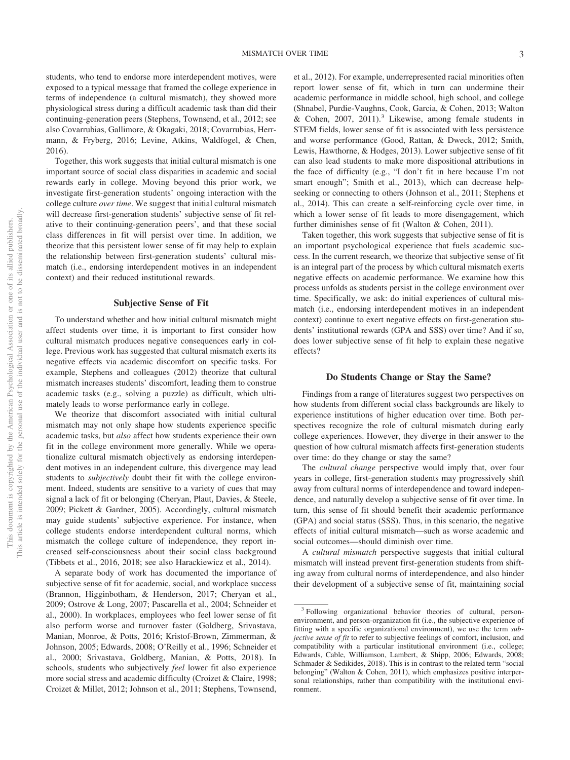students, who tend to endorse more interdependent motives, were exposed to a typical message that framed the college experience in terms of independence (a cultural mismatch), they showed more physiological stress during a difficult academic task than did their continuing-generation peers (Stephens, Townsend, et al., 2012; see also Covarrubias, Gallimore, & Okagaki, 2018; Covarrubias, Herrmann, & Fryberg, 2016; Levine, Atkins, Waldfogel, & Chen, 2016).

Together, this work suggests that initial cultural mismatch is one important source of social class disparities in academic and social rewards early in college. Moving beyond this prior work, we investigate first-generation students' ongoing interaction with the college culture *over time*. We suggest that initial cultural mismatch will decrease first-generation students' subjective sense of fit relative to their continuing-generation peers', and that these social class differences in fit will persist over time. In addition, we theorize that this persistent lower sense of fit may help to explain the relationship between first-generation students' cultural mismatch (i.e., endorsing interdependent motives in an independent context) and their reduced institutional rewards.

## Subjective Sense of Fit

To understand whether and how initial cultural mismatch might affect students over time, it is important to first consider how cultural mismatch produces negative consequences early in college. Previous work has suggested that cultural mismatch exerts its negative effects via academic discomfort on specific tasks. For example, Stephens and colleagues (2012) theorize that cultural mismatch increases students' discomfort, leading them to construe academic tasks (e.g., solving a puzzle) as difficult, which ultimately leads to worse performance early in college.

We theorize that discomfort associated with initial cultural mismatch may not only shape how students experience specific academic tasks, but *also* affect how students experience their own fit in the college environment more generally. While we operationalize cultural mismatch objectively as endorsing interdependent motives in an independent culture, this divergence may lead students to *subjectively* doubt their fit with the college environment. Indeed, students are sensitive to a variety of cues that may signal a lack of fit or belonging (Cheryan, Plaut, Davies, & Steele, 2009; Pickett & Gardner, 2005). Accordingly, cultural mismatch may guide students' subjective experience. For instance, when college students endorse interdependent cultural norms, which mismatch the college culture of independence, they report increased self-consciousness about their social class background (Tibbets et al., 2016, 2018; see also Harackiewicz et al., 2014).

A separate body of work has documented the importance of subjective sense of fit for academic, social, and workplace success (Brannon, Higginbotham, & Henderson, 2017; Cheryan et al., 2009; Ostrove & Long, 2007; Pascarella et al., 2004; Schneider et al., 2000). In workplaces, employees who feel lower sense of fit also perform worse and turnover faster (Goldberg, Srivastava, Manian, Monroe, & Potts, 2016; Kristof-Brown, Zimmerman, & Johnson, 2005; Edwards, 2008; O'Reilly et al., 1996; Schneider et al., 2000; Srivastava, Goldberg, Manian, & Potts, 2018). In schools, students who subjectively *feel* lower fit also experience more social stress and academic difficulty (Croizet & Claire, 1998; Croizet & Millet, 2012; Johnson et al., 2011; Stephens, Townsend, et al., 2012). For example, underrepresented racial minorities often report lower sense of fit, which in turn can undermine their academic performance in middle school, high school, and college (Shnabel, Purdie-Vaughns, Cook, Garcia, & Cohen, 2013; Walton & Cohen, 2007, 2011).[3] Likewise, among female students in STEM fields, lower sense of fit is associated with less persistence and worse performance (Good, Rattan, & Dweck, 2012; Smith, Lewis, Hawthorne, & Hodges, 2013). Lower subjective sense of fit can also lead students to make more dispositional attributions in the face of difficulty (e.g., "I don't fit in here because I'm not smart enough"; Smith et al., 2013), which can decrease help-seeking or connecting to others (Johnson et al., 2011; Stephens et al., 2014). This can create a self-reinforcing cycle over time, in which a lower sense of fit leads to more disengagement, which further diminishes sense of fit (Walton & Cohen, 2011).

Taken together, this work suggests that subjective sense of fit is an important psychological experience that fuels academic success. In the current research, we theorize that subjective sense of fit is an integral part of the process by which cultural mismatch exerts negative effects on academic performance. We examine how this process unfolds as students persist in the college environment over time. Specifically, we ask: do initial experiences of cultural mismatch (i.e., endorsing interdependent motives in an independent context) continue to exert negative effects on first-generation students' institutional rewards (GPA and SSS) over time? And if so, does lower subjective sense of fit help to explain these negative effects?

## Do Students Change or Stay the Same?

Findings from a range of literatures suggest two perspectives on how students from different social class backgrounds are likely to experience institutions of higher education over time. Both perspectives recognize the role of cultural mismatch during early college experiences. However, they diverge in their answer to the question of how cultural mismatch affects first-generation students over time: do they change or stay the same?

The *cultural change* perspective would imply that, over four years in college, first-generation students may progressively shift away from cultural norms of interdependence and toward independence, and naturally develop a subjective sense of fit over time. In turn, this sense of fit should benefit their academic performance (GPA) and social status (SSS). Thus, in this scenario, the negative effects of initial cultural mismatch—such as worse academic and social outcomes—should diminish over time.

A *cultural mismatch* perspective suggests that initial cultural mismatch will instead prevent first-generation students from shifting away from cultural norms of interdependence, and also hinder their development of a subjective sense of fit, maintaining social

[3] Following organizational behavior theories of cultural, person-environment, and person-organization fit (i.e., the subjective experience of fitting with a specific organizational environment), we use the term *subjective sense of fit* to refer to subjective feelings of comfort, inclusion, and compatibility with a particular institutional environment (i.e., college; Edwards, Cable, Williamson, Lambert, & Shipp, 2006; Edwards, 2008; Schmader & Sedikides, 2018). This is in contrast to the related term "social belonging" (Walton & Cohen, 2011), which emphasizes positive interpersonal relationships, rather than compatibility with the institutional environment.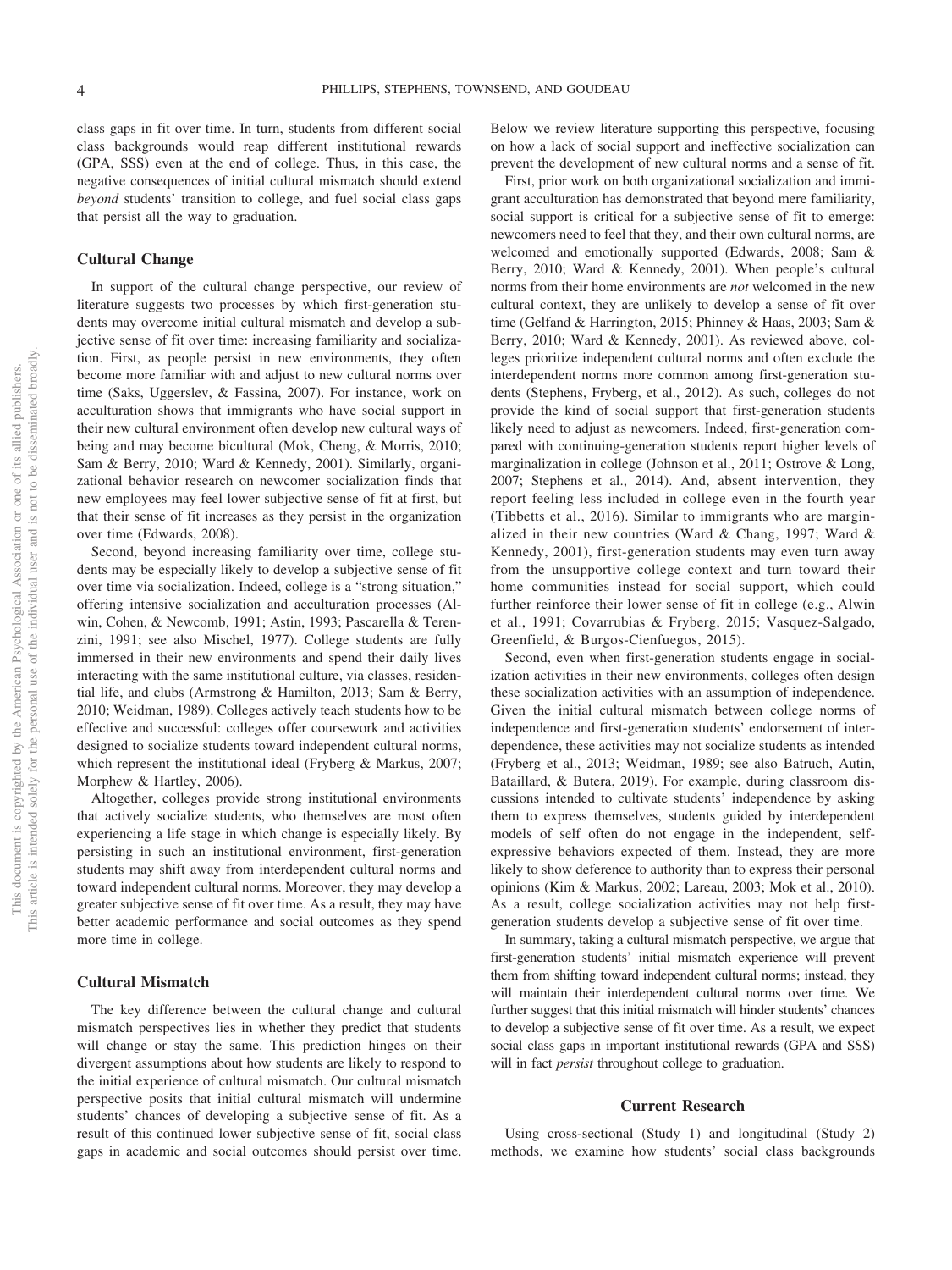class gaps in fit over time. In turn, students from different social class backgrounds would reap different institutional rewards (GPA, SSS) even at the end of college. Thus, in this case, the negative consequences of initial cultural mismatch should extend *beyond* students' transition to college, and fuel social class gaps that persist all the way to graduation.

### Cultural Change

In support of the cultural change perspective, our review of literature suggests two processes by which first-generation students may overcome initial cultural mismatch and develop a subjective sense of fit over time: increasing familiarity and socialization. First, as people persist in new environments, they often become more familiar with and adjust to new cultural norms over time (Saks, Uggerslev, & Fassina, 2007). For instance, work on acculturation shows that immigrants who have social support in their new cultural environment often develop new cultural ways of being and may become bicultural (Mok, Cheng, & Morris, 2010; Sam & Berry, 2010; Ward & Kennedy, 2001). Similarly, organizational behavior research on newcomer socialization finds that new employees may feel lower subjective sense of fit at first, but that their sense of fit increases as they persist in the organization over time (Edwards, 2008).

Second, beyond increasing familiarity over time, college students may be especially likely to develop a subjective sense of fit over time via socialization. Indeed, college is a "strong situation," offering intensive socialization and acculturation processes (Alwin, Cohen, & Newcomb, 1991; Astin, 1993; Pascarella & Terenzini, 1991; see also Mischel, 1977). College students are fully immersed in their new environments and spend their daily lives interacting with the same institutional culture, via classes, residential life, and clubs (Armstrong & Hamilton, 2013; Sam & Berry, 2010; Weidman, 1989). Colleges actively teach students how to be effective and successful: colleges offer coursework and activities designed to socialize students toward independent cultural norms, which represent the institutional ideal (Fryberg & Markus, 2007; Morphew & Hartley, 2006).

Altogether, colleges provide strong institutional environments that actively socialize students, who themselves are most often experiencing a life stage in which change is especially likely. By persisting in such an institutional environment, first-generation students may shift away from interdependent cultural norms and toward independent cultural norms. Moreover, they may develop a greater subjective sense of fit over time. As a result, they may have better academic performance and social outcomes as they spend more time in college.

### Cultural Mismatch

The key difference between the cultural change and cultural mismatch perspectives lies in whether they predict that students will change or stay the same. This prediction hinges on their divergent assumptions about how students are likely to respond to the initial experience of cultural mismatch. Our cultural mismatch perspective posits that initial cultural mismatch will undermine students' chances of developing a subjective sense of fit. As a result of this continued lower subjective sense of fit, social class gaps in academic and social outcomes should persist over time. Below we review literature supporting this perspective, focusing on how a lack of social support and ineffective socialization can prevent the development of new cultural norms and a sense of fit.

First, prior work on both organizational socialization and immigrant acculturation has demonstrated that beyond mere familiarity, social support is critical for a subjective sense of fit to emerge: newcomers need to feel that they, and their own cultural norms, are welcomed and emotionally supported (Edwards, 2008; Sam & Berry, 2010; Ward & Kennedy, 2001). When people's cultural norms from their home environments are *not* welcomed in the new cultural context, they are unlikely to develop a sense of fit over time (Gelfand & Harrington, 2015; Phinney & Haas, 2003; Sam & Berry, 2010; Ward & Kennedy, 2001). As reviewed above, colleges prioritize independent cultural norms and often exclude the interdependent norms more common among first-generation students (Stephens, Fryberg, et al., 2012). As such, colleges do not provide the kind of social support that first-generation students likely need to adjust as newcomers. Indeed, first-generation compared with continuing-generation students report higher levels of marginalization in college (Johnson et al., 2011; Ostrove & Long, 2007; Stephens et al., 2014). And, absent intervention, they report feeling less included in college even in the fourth year (Tibbetts et al., 2016). Similar to immigrants who are marginalized in their new countries (Ward & Chang, 1997; Ward & Kennedy, 2001), first-generation students may even turn away from the unsupportive college context and turn toward their home communities instead for social support, which could further reinforce their lower sense of fit in college (e.g., Alwin et al., 1991; Covarrubias & Fryberg, 2015; Vasquez-Salgado, Greenfield, & Burgos-Cienfuegos, 2015).

Second, even when first-generation students engage in socialization activities in their new environments, colleges often design these socialization activities with an assumption of independence. Given the initial cultural mismatch between college norms of independence and first-generation students' endorsement of interdependence, these activities may not socialize students as intended (Fryberg et al., 2013; Weidman, 1989; see also Batruch, Autin, Bataillard, & Butera, 2019). For example, during classroom discussions intended to cultivate students' independence by asking them to express themselves, students guided by interdependent models of self often do not engage in the independent, self-expressive behaviors expected of them. Instead, they are more likely to show deference to authority than to express their personal opinions (Kim & Markus, 2002; Lareau, 2003; Mok et al., 2010). As a result, college socialization activities may not help first-generation students develop a subjective sense of fit over time.

In summary, taking a cultural mismatch perspective, we argue that first-generation students' initial mismatch experience will prevent them from shifting toward independent cultural norms; instead, they will maintain their interdependent cultural norms over time. We further suggest that this initial mismatch will hinder students' chances to develop a subjective sense of fit over time. As a result, we expect social class gaps in important institutional rewards (GPA and SSS) will in fact *persist* throughout college to graduation.

## Current Research

Using cross-sectional (Study 1) and longitudinal (Study 2) methods, we examine how students' social class backgrounds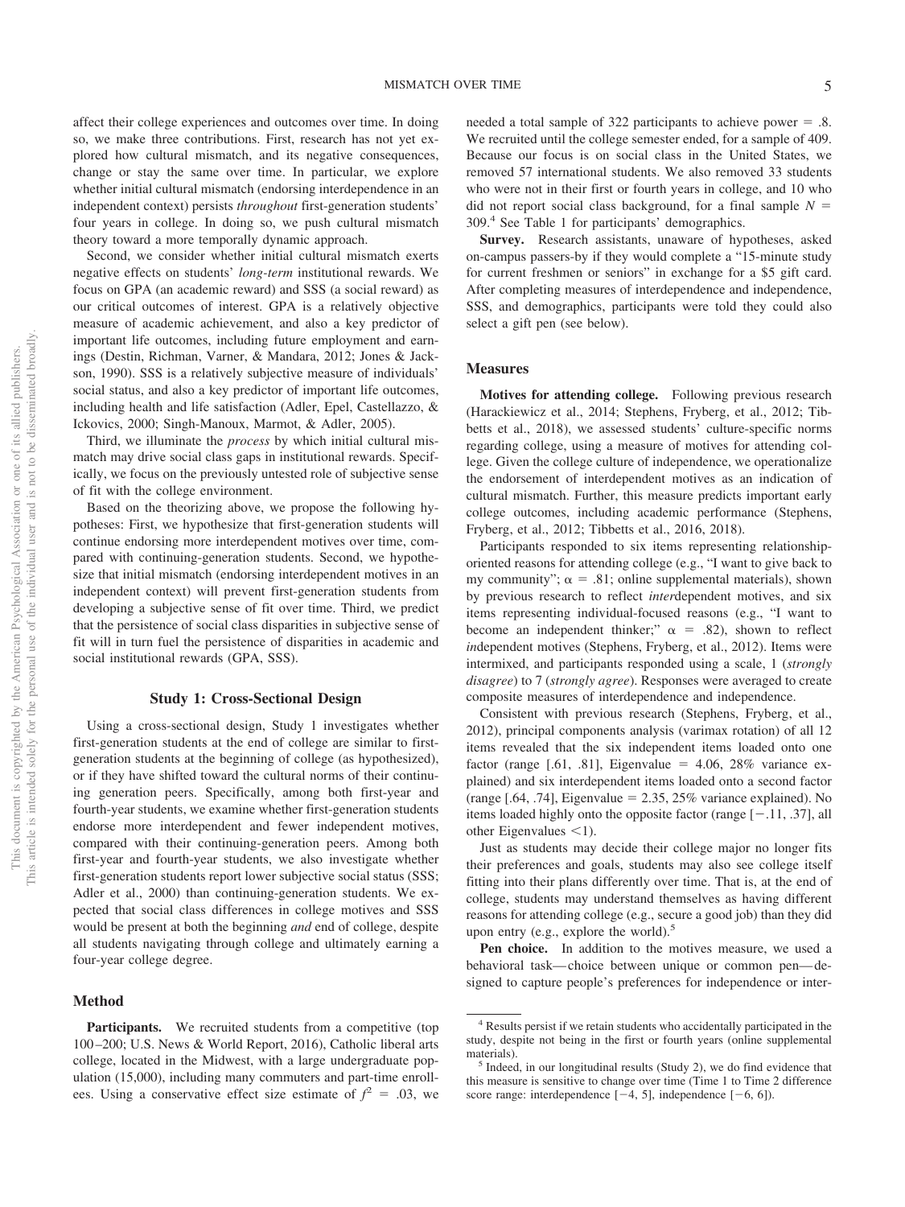affect their college experiences and outcomes over time. In doing so, we make three contributions. First, research has not yet explored how cultural mismatch, and its negative consequences, change or stay the same over time. In particular, we explore whether initial cultural mismatch (endorsing interdependence in an independent context) persists *throughout* first-generation students' four years in college. In doing so, we push cultural mismatch theory toward a more temporally dynamic approach.

Second, we consider whether initial cultural mismatch exerts negative effects on students' *long-term* institutional rewards. We focus on GPA (an academic reward) and SSS (a social reward) as our critical outcomes of interest. GPA is a relatively objective measure of academic achievement, and also a key predictor of important life outcomes, including future employment and earnings (Destin, Richman, Varner, & Mandara, 2012; Jones & Jackson, 1990). SSS is a relatively subjective measure of individuals' social status, and also a key predictor of important life outcomes, including health and life satisfaction (Adler, Epel, Castellazzo, & Ickovics, 2000; Singh-Manoux, Marmot, & Adler, 2005).

Third, we illuminate the *process* by which initial cultural mismatch may drive social class gaps in institutional rewards. Specifically, we focus on the previously untested role of subjective sense of fit with the college environment.

Based on the theorizing above, we propose the following hypotheses: First, we hypothesize that first-generation students will continue endorsing more interdependent motives over time, compared with continuing-generation students. Second, we hypothesize that initial mismatch (endorsing interdependent motives in an independent context) will prevent first-generation students from developing a subjective sense of fit over time. Third, we predict that the persistence of social class disparities in subjective sense of fit will in turn fuel the persistence of disparities in academic and social institutional rewards (GPA, SSS).

## Study 1: Cross-Sectional Design

Using a cross-sectional design, Study 1 investigates whether first-generation students at the end of college are similar to first-generation students at the beginning of college (as hypothesized), or if they have shifted toward the cultural norms of their continuing generation peers. Specifically, among both first-year and fourth-year students, we examine whether first-generation students endorse more interdependent and fewer independent motives, compared with their continuing-generation peers. Among both first-year and fourth-year students, we also investigate whether first-generation students report lower subjective social status (SSS; Adler et al., 2000) than continuing-generation students. We expected that social class differences in college motives and SSS would be present at both the beginning *and* end of college, despite all students navigating through college and ultimately earning a four-year college degree.

### Method

**Participants.** We recruited students from a competitive (top 100–200; U.S. News & World Report, 2016), Catholic liberal arts college, located in the Midwest, with a large undergraduate population (15,000), including many commuters and part-time enrollees. Using a conservative effect size estimate of $f^2 = .03$, we needed a total sample of 322 participants to achieve power = .8. We recruited until the college semester ended, for a sample of 409. Because our focus is on social class in the United States, we removed 57 international students. We also removed 33 students who were not in their first or fourth years in college, and 10 who did not report social class background, for a final sample $N$ = 309.[4] See Table 1 for participants' demographics.

**Survey.** Research assistants, unaware of hypotheses, asked on-campus passers-by if they would complete a "15-minute study for current freshmen or seniors" in exchange for a $5 gift card. After completing measures of interdependence and independence, SSS, and demographics, participants were told they could also select a gift pen (see below).

### Measures

**Motives for attending college.** Following previous research (Harackiewicz et al., 2014; Stephens, Fryberg, et al., 2012; Tibbetts et al., 2018), we assessed students' culture-specific norms regarding college, using a measure of motives for attending college. Given the college culture of independence, we operationalize the endorsement of interdependent motives as an indication of cultural mismatch. Further, this measure predicts important early college outcomes, including academic performance (Stephens, Fryberg, et al., 2012; Tibbetts et al., 2016, 2018).

Participants responded to six items representing relationship-oriented reasons for attending college (e.g., "I want to give back to my community"; $\alpha$ = .81; online supplemental materials), shown by previous research to reflect *inter*dependent motives, and six items representing individual-focused reasons (e.g., "I want to become an independent thinker;" $\alpha$ = .82), shown to reflect *in*dependent motives (Stephens, Fryberg, et al., 2012). Items were intermixed, and participants responded using a scale, 1 (*strongly disagree*) to 7 (*strongly agree*). Responses were averaged to create composite measures of interdependence and independence.

Consistent with previous research (Stephens, Fryberg, et al., 2012), principal components analysis (varimax rotation) of all 12 items revealed that the six independent items loaded onto one factor (range [.61, .81], Eigenvalue = 4.06, 28% variance explained) and six interdependent items loaded onto a second factor (range [.64, .74], Eigenvalue = 2.35, 25% variance explained). No items loaded highly onto the opposite factor (range [−.11, .37], all other Eigenvalues <1).

Just as students may decide their college major no longer fits their preferences and goals, students may also see college itself fitting into their plans differently over time. That is, at the end of college, students may understand themselves as having different reasons for attending college (e.g., secure a good job) than they did upon entry (e.g., explore the world).[5]

**Pen choice.** In addition to the motives measure, we used a behavioral task—choice between unique or common pen—designed to capture people's preferences for independence or inter-

[4] Results persist if we retain students who accidentally participated in the study, despite not being in the first or fourth years (online supplemental materials).

[5] Indeed, in our longitudinal results (Study 2), we do find evidence that this measure is sensitive to change over time (Time 1 to Time 2 difference score range: interdependence [−4, 5], independence [−6, 6]).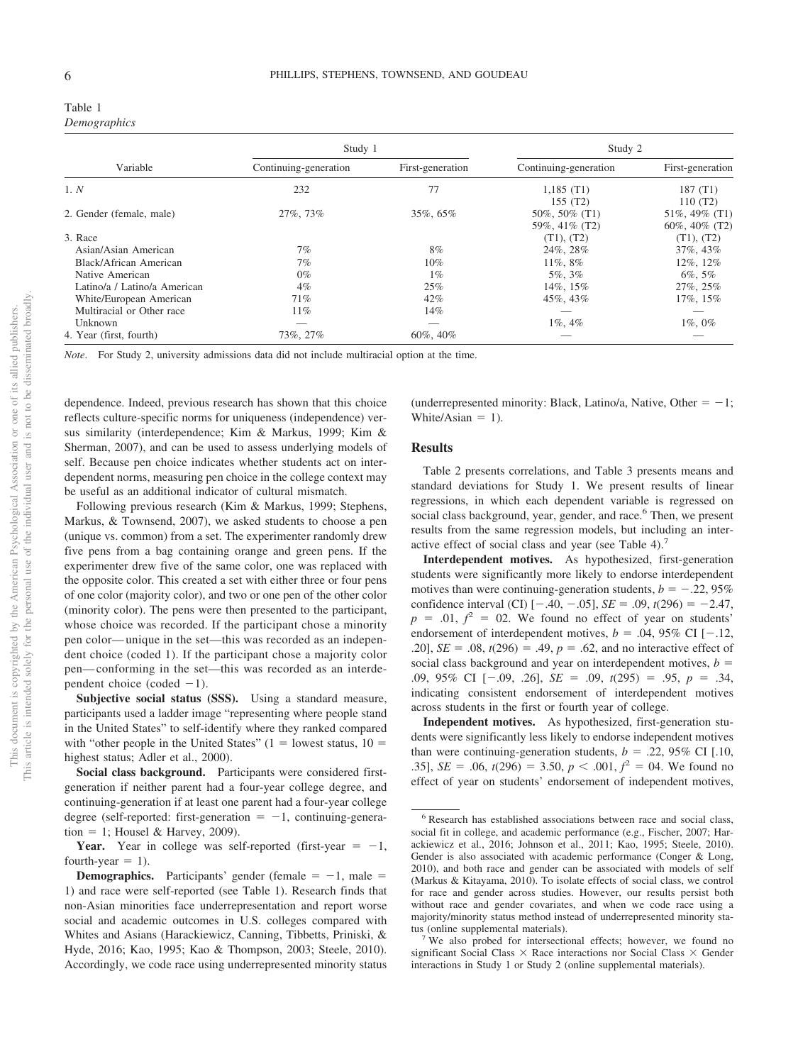Table 1
*Demographics*

| Variable | Study 1 | | Study 2 | |
|---|---|---|---|---|
| | Continuing-generation | First-generation | Continuing-generation | First-generation |
| 1. *N* | 232 | 77 | 1,185 (T1)<br>155 (T2) | 187 (T1)<br>110 (T2) |
| 2. Gender (female, male) | 27%, 73% | 35%, 65% | 50%, 50% (T1)<br>59%, 41% (T2) | 51%, 49% (T1)<br>60%, 40% (T2) |
| 3. Race | | | (T1), (T2) | (T1), (T2) |
| Asian/Asian American | 7% | 8% | 24%, 28% | 37%, 43% |
| Black/African American | 7% | 10% | 11%, 8% | 12%, 12% |
| Native American | 0% | 1% | 5%, 3% | 6%, 5% |
| Latino/a / Latino/a American | 4% | 25% | 14%, 15% | 27%, 25% |
| White/European American | 71% | 42% | 45%, 43% | 17%, 15% |
| Multiracial or Other race | 11% | 14% | — | — |
| Unknown | — | — | 1%, 4% | 1%, 0% |
| 4. Year (first, fourth) | 73%, 27% | 60%, 40% | — | — |

*Note*. For Study 2, university admissions data did not include multiracial option at the time.

dependence. Indeed, previous research has shown that this choice reflects culture-specific norms for uniqueness (independence) versus similarity (interdependence; Kim & Markus, 1999; Kim & Sherman, 2007), and can be used to assess underlying models of self. Because pen choice indicates whether students act on interdependent norms, measuring pen choice in the college context may be useful as an additional indicator of cultural mismatch.

Following previous research (Kim & Markus, 1999; Stephens, Markus, & Townsend, 2007), we asked students to choose a pen (unique vs. common) from a set. The experimenter randomly drew five pens from a bag containing orange and green pens. If the experimenter drew five of the same color, one was replaced with the opposite color. This created a set with either three or four pens of one color (majority color), and two or one pen of the other color (minority color). The pens were then presented to the participant, whose choice was recorded. If the participant chose a minority pen color—unique in the set—this was recorded as an independent choice (coded 1). If the participant chose a majority color pen—conforming in the set—this was recorded as an interdependent choice (coded $-1$).

**Subjective social status (SSS).** Using a standard measure, participants used a ladder image "representing where people stand in the United States" to self-identify where they ranked compared with "other people in the United States" (1 = lowest status, 10 = highest status; Adler et al., 2000).

**Social class background.** Participants were considered first-generation if neither parent had a four-year college degree, and continuing-generation if at least one parent had a four-year college degree (self-reported: first-generation = $-1$, continuing-generation = 1; Housel & Harvey, 2009).

**Year.** Year in college was self-reported (first-year = $-1$, fourth-year = 1).

**Demographics.** Participants' gender (female = $-1$, male = 1) and race were self-reported (see Table 1). Research finds that non-Asian minorities face underrepresentation and report worse social and academic outcomes in U.S. colleges compared with Whites and Asians (Harackiewicz, Canning, Tibbetts, Priniski, & Hyde, 2016; Kao, 1995; Kao & Thompson, 2003; Steele, 2010). Accordingly, we code race using underrepresented minority status (underrepresented minority: Black, Latino/a, Native, Other = $-1$; White/Asian = 1).

## Results

Table 2 presents correlations, and Table 3 presents means and standard deviations for Study 1. We present results of linear regressions, in which each dependent variable is regressed on social class background, year, gender, and race.[6] Then, we present results from the same regression models, but including an interactive effect of social class and year (see Table 4).[7]

**Interdependent motives.** As hypothesized, first-generation students were significantly more likely to endorse interdependent motives than were continuing-generation students, $b = -.22$, 95% confidence interval (CI) $[-.40, -.05]$, $SE = .09$, $t(296) = -2.47$, $p = .01$, $f^2 = 02$. We found no effect of year on students' endorsement of interdependent motives, $b = .04$, 95% CI $[-.12, .20]$, $SE = .08$, $t(296) = .49$, $p = .62$, and no interactive effect of social class background and year on interdependent motives, $b = .09$, 95% CI $[-.09, .26]$, $SE = .09$, $t(295) = .95$, $p = .34$, indicating consistent endorsement of interdependent motives across students in the first or fourth year of college.

**Independent motives.** As hypothesized, first-generation students were significantly less likely to endorse independent motives than were continuing-generation students, $b = .22$, 95% CI $[.10, .35]$, $SE = .06$, $t(296) = 3.50$, $p < .001$, $f^2 = 04$. We found no effect of year on students' endorsement of independent motives,

[6] Research has established associations between race and social class, social fit in college, and academic performance (e.g., Fischer, 2007; Harackiewicz et al., 2016; Johnson et al., 2011; Kao, 1995; Steele, 2010). Gender is also associated with academic performance (Conger & Long, 2010), and both race and gender can be associated with models of self (Markus & Kitayama, 2010). To isolate effects of social class, we control for race and gender across studies. However, our results persist both without race and gender covariates, and when we code race using a majority/minority status method instead of underrepresented minority status (online supplemental materials).

[7] We also probed for intersectional effects; however, we found no significant Social Class × Race interactions nor Social Class × Gender interactions in Study 1 or Study 2 (online supplemental materials).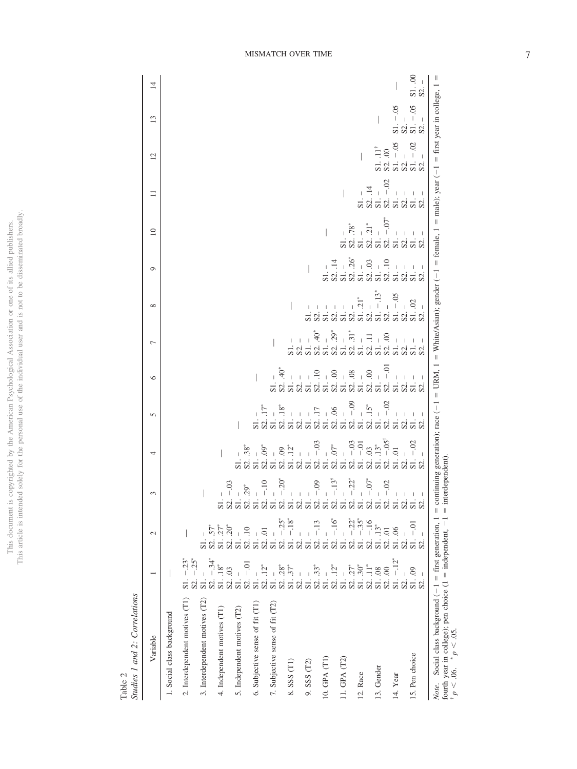Table 2
*Studies 1 and 2: Correlations*

| Variable | 1 | 2 | 3 | 4 | 5 | 6 | 7 | 8 | 9 | 10 | 11 | 12 | 13 | 14 |
|---|---|---|---|---|---|---|---|---|---|---|---|---|---|---|
| 1. Social class background | — | | | | | | | | | | | | | |
| 2. Interdependent motives (T1) | S1. −.23* S2. −.25* | — | | | | | | | | | | | | |
| 3. Interdependent motives (T2) | S1. – S2. −.34* | S1. – S2. .57* | — | | | | | | | | | | | |
| 4. Independent motives (T1) | S1. .18* S2. .03 | S1. .27* S2. .20* | S1. – S2. −.03 | — | | | | | | | | | | |
| 5. Independent motives (T2) | S1. – S2. −.01 | S1. – S2. .10 | S1. – S2. .29* | S1. – S2. .38* | — | | | | | | | | | |
| 6. Subjective sense of fit (T1) | S1. – S2. .12* | S1. – S2. .01 | S1. – S2. −.10 | S1. – S2. .09* | S1. – S2. .17* | — | | | | | | | | |
| 7. Subjective sense of fit (T2) | S1. – S2. .28* | S1. – S2. −.25* | S1. – S2. −.20* | S1. – S2. .09 | S1. – S2. .18* | S1. – S2. .40* | — | | | | | | | |
| 8. SSS (T1) | S1. .37* S2. – | S1. −.18* S2. – | S1. – S2. – | S1. .12* S2. – | S1. – S2. – | S1. – S2. – | S1. – S2. – | — | | | | | | |
| 9. SSS (T2) | S1. – S2. .33* | S1. – S2. −.13 | S1. – S2. −.09 | S1. – S2. −.03 | S1. – S2. .17 | S1. – S2. .10 | S1. – S2. .40* | S1. – S2. – | — | | | | | |
| 10. GPA (T1) | S1. – S2. .12* | S1. – S2. −.16* | S1. – S2. −.13† | S1. – S2. .07* | S1. – S2. .06 | S1. – S2. .00 | S1. – S2. .29* | S1. – S2. – | S1. – S2. .14 | — | | | | |
| 11. GPA (T2) | S1. – S2. .27* | S1. – S2. −.22* | S1. – S2. −.22* | S1. – S2. −.03 | S1. – S2. −.09 | S1. – S2. .08 | S1. – S2. .31* | S1. – S2. – | S1. – S2. .26* | S1. – S2. .78* | — | | | |
| 12. Race | S1. .30* S2. .11* | S1. −.35* S2. −.16 | S1. – S2. −.07* | S1. −.01 S2. .03 | S1. – S2. .15* | S1. – S2. .00 | S1. – S2. .11 | S1. .21* S2. – | S1. – S2. .03 | S1. – S2. .21* | S1. – S2. .14 | — | | |
| 13. Gender | S1. .08 S2. .00 | S1. .13* S2. .01 | S1. – S2. −.02 | S1. .13* S2. −.05† | S1. – S2. −.02 | S1. – S2. −.01 | S1. – S2. .00 | S1. −.13* S2. – | S1. – S2. .10 | S1. – S2. −.07* | S1. – S2. −.02 | S1. .11† S2. .00 | — | |
| 14. Year | S1. −.12* S2. – | S1. .06 S2. – | S1. – S2. – | S1. .01 S2. – | S1. – S2. – | S1. – S2. – | S1. – S2. – | S1. −.05 S2. – | S1. – S2. – | S1. – S2. – | S1. – S2. – | S1. −.05 S2. – | S1. −.05 S2. – | — |
| 15. Pen choice | S1. .09 S2. – | S1. −.01 S2. – | S1. – S2. – | S1. −.02 S2. – | S1. – S2. – | S1. – S2. – | S1. – S2. – | S1. .02 S2. – | S1. – S2. – | S1. – S2. – | S1. – S2. – | S1. −.02 S2. – | S1. −.05 S2. – | S1. .00 S2. – |

*Note.* Social class background (−1 = first generation, 1 = continuing generation); race (−1 = URM, 1 = White/Asian); gender (−1 = female, 1 = male); year (−1 = first year in college, 1 = fourth year in college); pen choice (1 = independent, −1 = interdependent).
† $p < .06$. * $p < .05$.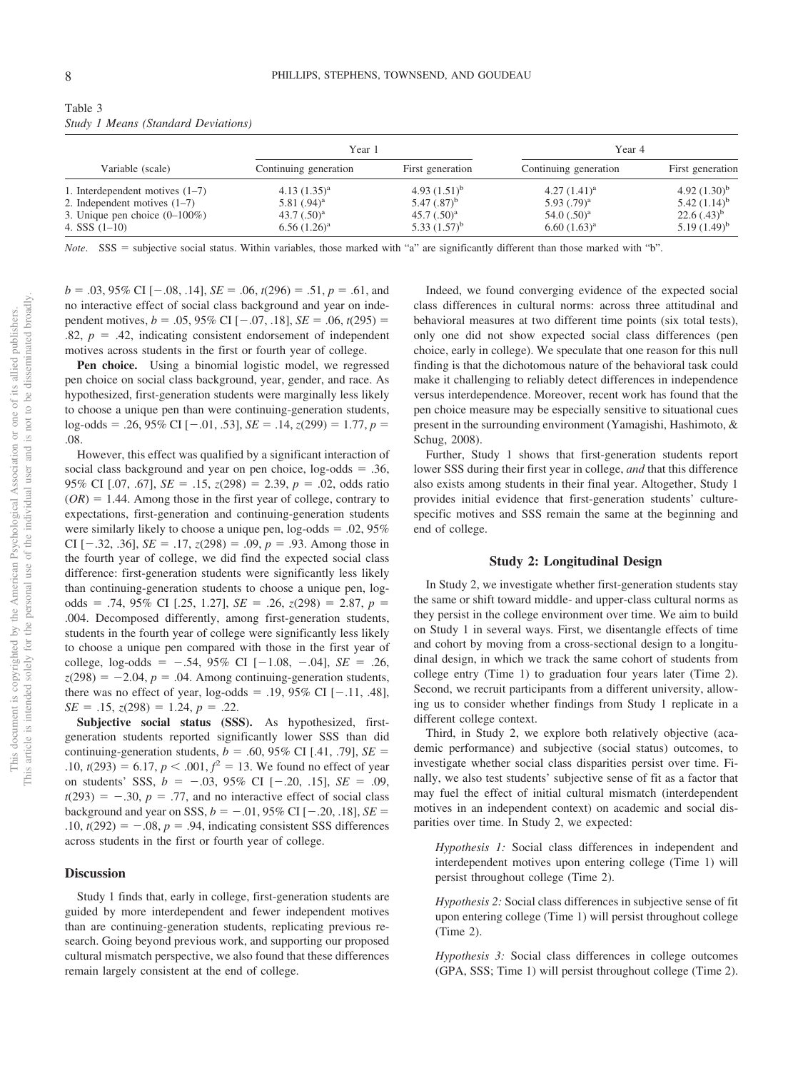Table 3
*Study 1 Means (Standard Deviations)*

| Variable (scale) | Year 1 | | Year 4 | |
|---|---|---|---|---|
| | Continuing generation | First generation | Continuing generation | First generation |
| 1. Interdependent motives (1–7) | 4.13 (1.35)[a] | 4.93 (1.51)[b] | 4.27 (1.41)[a] | 4.92 (1.30)[b] |
| 2. Independent motives (1–7) | 5.81 (.94)[a] | 5.47 (.87)[b] | 5.93 (.79)[a] | 5.42 (1.14)[b] |
| 3. Unique pen choice (0–100%) | 43.7 (.50)[a] | 45.7 (.50)[a] | 54.0 (.50)[a] | 22.6 (.43)[b] |
| 4. SSS (1–10) | 6.56 (1.26)[a] | 5.33 (1.57)[b] | 6.60 (1.63)[a] | 5.19 (1.49)[b] |

*Note*. SSS = subjective social status. Within variables, those marked with "a" are significantly different than those marked with "b".

$b = .03$, 95% CI [−.08, .14], $SE = .06$, $t(296) = .51$, $p = .61$, and no interactive effect of social class background and year on independent motives, $b = .05$, 95% CI [−.07, .18], $SE = .06$, $t(295) = .82$, $p = .42$, indicating consistent endorsement of independent motives across students in the first or fourth year of college.

**Pen choice.** Using a binomial logistic model, we regressed pen choice on social class background, year, gender, and race. As hypothesized, first-generation students were marginally less likely to choose a unique pen than were continuing-generation students, log-odds = .26, 95% CI [−.01, .53], $SE = .14$, $z(299) = 1.77$, $p = .08$.

However, this effect was qualified by a significant interaction of social class background and year on pen choice, log-odds = .36, 95% CI [.07, .67], $SE = .15$, $z(298) = 2.39$, $p = .02$, odds ratio $(OR) = 1.44$. Among those in the first year of college, contrary to expectations, first-generation and continuing-generation students were similarly likely to choose a unique pen, log-odds = .02, 95% CI [−.32, .36], $SE = .17$, $z(298) = .09$, $p = .93$. Among those in the fourth year of college, we did find the expected social class difference: first-generation students were significantly less likely than continuing-generation students to choose a unique pen, log-odds = .74, 95% CI [.25, 1.27], $SE = .26$, $z(298) = 2.87$, $p = .004$. Decomposed differently, among first-generation students, students in the fourth year of college were significantly less likely to choose a unique pen compared with those in the first year of college, log-odds = −.54, 95% CI [−1.08, −.04], $SE = .26$, $z(298) = -2.04$, $p = .04$. Among continuing-generation students, there was no effect of year, log-odds = .19, 95% CI [−.11, .48], $SE = .15$, $z(298) = 1.24$, $p = .22$.

**Subjective social status (SSS).** As hypothesized, first-generation students reported significantly lower SSS than did continuing-generation students, $b = .60$, 95% CI [.41, .79], $SE = .10$, $t(293) = 6.17$, $p < .001$, $f^2 = 13$. We found no effect of year on students' SSS, $b = -.03$, 95% CI [−.20, .15], $SE = .09$, $t(293) = -.30$, $p = .77$, and no interactive effect of social class background and year on SSS, $b = -.01$, 95% CI [−.20, .18], $SE = .10$, $t(292) = -.08$, $p = .94$, indicating consistent SSS differences across students in the first or fourth year of college.

## Discussion

Study 1 finds that, early in college, first-generation students are guided by more interdependent and fewer independent motives than are continuing-generation students, replicating previous research. Going beyond previous work, and supporting our proposed cultural mismatch perspective, we also found that these differences remain largely consistent at the end of college.

Indeed, we found converging evidence of the expected social class differences in cultural norms: across three attitudinal and behavioral measures at two different time points (six total tests), only one did not show expected social class differences (pen choice, early in college). We speculate that one reason for this null finding is that the dichotomous nature of the behavioral task could make it challenging to reliably detect differences in independence versus interdependence. Moreover, recent work has found that the pen choice measure may be especially sensitive to situational cues present in the surrounding environment (Yamagishi, Hashimoto, & Schug, 2008).

Further, Study 1 shows that first-generation students report lower SSS during their first year in college, *and* that this difference also exists among students in their final year. Altogether, Study 1 provides initial evidence that first-generation students' culture-specific motives and SSS remain the same at the beginning and end of college.

## Study 2: Longitudinal Design

In Study 2, we investigate whether first-generation students stay the same or shift toward middle- and upper-class cultural norms as they persist in the college environment over time. We aim to build on Study 1 in several ways. First, we disentangle effects of time and cohort by moving from a cross-sectional design to a longitudinal design, in which we track the same cohort of students from college entry (Time 1) to graduation four years later (Time 2). Second, we recruit participants from a different university, allowing us to consider whether findings from Study 1 replicate in a different college context.

Third, in Study 2, we explore both relatively objective (academic performance) and subjective (social status) outcomes, to investigate whether social class disparities persist over time. Finally, we also test students' subjective sense of fit as a factor that may fuel the effect of initial cultural mismatch (interdependent motives in an independent context) on academic and social disparities over time. In Study 2, we expected:

*Hypothesis 1:* Social class differences in independent and interdependent motives upon entering college (Time 1) will persist throughout college (Time 2).

*Hypothesis 2:* Social class differences in subjective sense of fit upon entering college (Time 1) will persist throughout college (Time 2).

*Hypothesis 3:* Social class differences in college outcomes (GPA, SSS; Time 1) will persist throughout college (Time 2).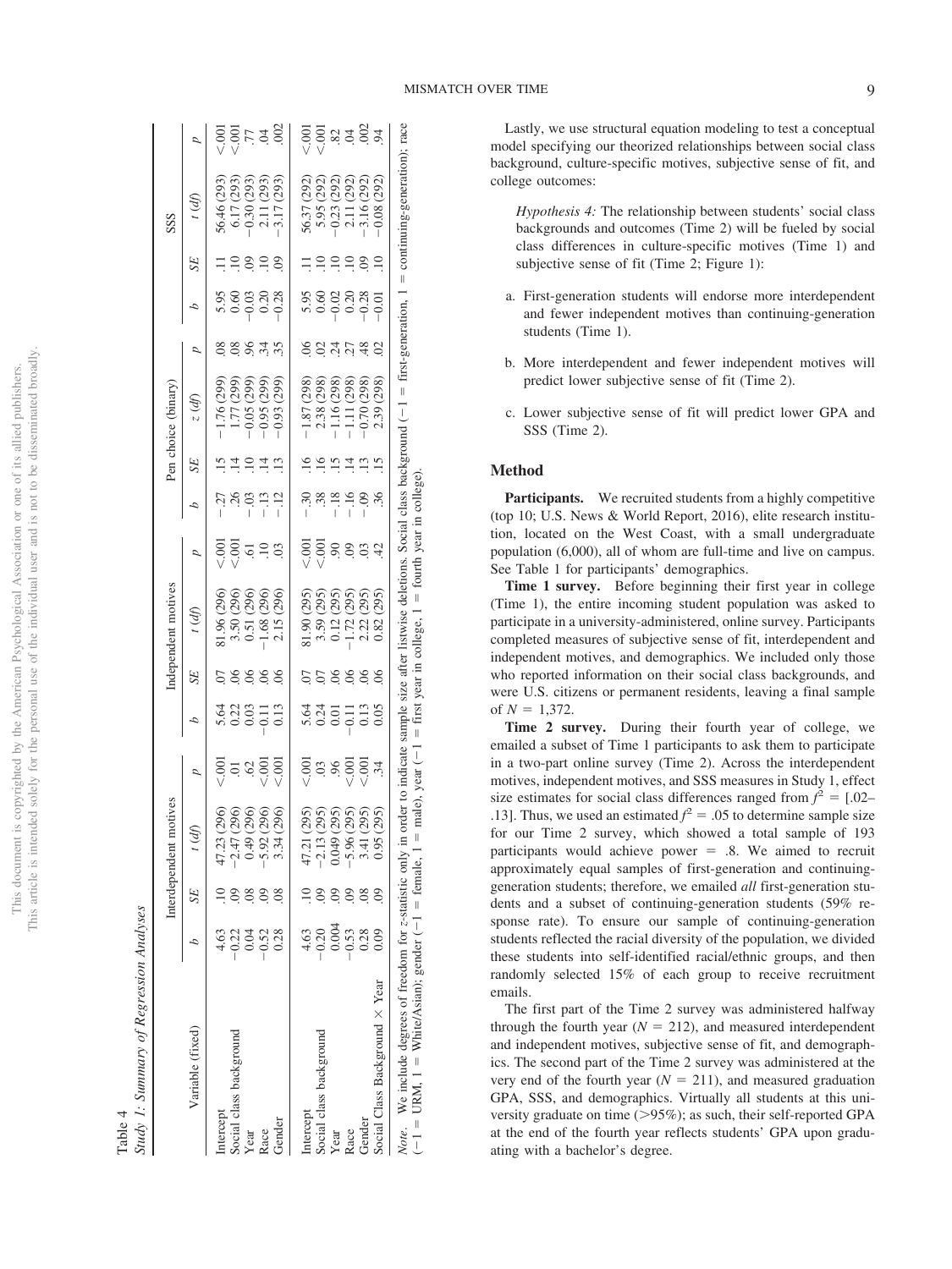Table 4

*Study 1: Summary of Regression Analyses*

| Variable (fixed) | Interdependent motives | | | | Independent motives | | | | Pen choice (binary) | | | | SSS | | | |
|---|---|---|---|---|---|---|---|---|---|---|---|---|---|---|---|---|
| | *b* | *SE* | *t* (*df*) | *p* | *b* | *SE* | *t* (*df*) | *p* | *b* | *SE* | *z* (*df*) | *p* | *b* | *SE* | *t* (*df*) | *p* |
| Intercept | 4.63 | .10 | 47.23 (296) | <.001 | 5.64 | .07 | 81.96 (296) | <.001 | −.27 | .15 | −1.76 (299) | .08 | 5.95 | .11 | 56.46 (293) | <.001 |
| Social class background | −0.22 | .09 | −2.47 (296) | .01 | 0.22 | .06 | 3.50 (296) | <.001 | .26 | .14 | 1.77 (299) | .08 | 0.60 | .10 | 6.17 (293) | <.001 |
| Year | 0.04 | .08 | 0.49 (296) | .62 | 0.03 | .06 | 0.51 (296) | .61 | −.03 | .10 | −0.05 (299) | .96 | −0.03 | .09 | −0.30 (293) | .77 |
| Race | −0.52 | .09 | −5.92 (296) | <.001 | −0.11 | .06 | −1.68 (296) | .10 | −.13 | .14 | −0.95 (299) | .34 | 0.20 | .10 | 2.11 (293) | .04 |
| Gender | 0.28 | .08 | 3.34 (296) | <.001 | 0.13 | .06 | 2.15 (296) | .03 | −.12 | .13 | −0.93 (299) | .35 | −0.28 | .09 | −3.17 (293) | .002 |
| Intercept | 4.63 | .10 | 47.21 (295) | <.001 | 5.64 | .07 | 81.90 (295) | <.001 | −.30 | .16 | −1.87 (298) | .06 | 5.95 | .11 | 56.37 (292) | <.001 |
| Social class background | −0.20 | .09 | −2.13 (295) | .03 | 0.24 | .07 | 3.59 (295) | <.001 | .38 | .16 | 2.38 (298) | .02 | 0.60 | .10 | 5.95 (292) | <.001 |
| Year | 0.004 | .09 | 0.049 (295) | .96 | 0.01 | .06 | 0.12 (295) | .90 | −.18 | .15 | −1.16 (298) | .24 | −0.02 | .10 | −0.23 (292) | .82 |
| Race | −0.53 | .09 | −5.96 (295) | <.001 | −0.11 | .06 | −1.72 (295) | .09 | −.16 | .14 | −1.11 (298) | .27 | 0.20 | .10 | 2.11 (292) | .04 |
| Gender | 0.28 | .08 | 3.41 (295) | <.001 | 0.13 | .06 | 2.22 (295) | .03 | −.09 | .13 | −0.70 (298) | .48 | −0.28 | .09 | −3.16 (292) | .002 |
| Social Class Background × Year | 0.09 | .09 | 0.95 (295) | .34 | 0.05 | .06 | 0.82 (295) | .42 | .36 | .15 | 2.39 (298) | .02 | −0.01 | .10 | −0.08 (292) | .94 |

*Note.* We include degrees of freedom for *z*-statistic only in order to indicate sample size after listwise deletions. Social class background (−1 = first-generation, 1 = continuing-generation); race (−1 = URM, 1 = White/Asian); gender (−1 = female, 1 = male), year (−1 = first year in college, 1 = fourth year in college).

Lastly, we use structural equation modeling to test a conceptual model specifying our theorized relationships between social class background, culture-specific motives, subjective sense of fit, and college outcomes:

> *Hypothesis 4:* The relationship between students' social class backgrounds and outcomes (Time 2) will be fueled by social class differences in culture-specific motives (Time 1) and subjective sense of fit (Time 2; Figure 1):
>
> a. First-generation students will endorse more interdependent and fewer independent motives than continuing-generation students (Time 1).
>
> b. More interdependent and fewer independent motives will predict lower subjective sense of fit (Time 2).
>
> c. Lower subjective sense of fit will predict lower GPA and SSS (Time 2).

## Method

**Participants.** We recruited students from a highly competitive (top 10; U.S. News & World Report, 2016), elite research institution, located on the West Coast, with a small undergraduate population (6,000), all of whom are full-time and live on campus. See Table 1 for participants' demographics.

**Time 1 survey.** Before beginning their first year in college (Time 1), the entire incoming student population was asked to participate in a university-administered, online survey. Participants completed measures of subjective sense of fit, interdependent and independent motives, and demographics. We included only those who reported information on their social class backgrounds, and were U.S. citizens or permanent residents, leaving a final sample of $N = 1{,}372$.

**Time 2 survey.** During their fourth year of college, we emailed a subset of Time 1 participants to ask them to participate in a two-part online survey (Time 2). Across the interdependent motives, independent motives, and SSS measures in Study 1, effect size estimates for social class differences ranged from $f^2 = [.02–.13]$. Thus, we used an estimated $f^2 = .05$ to determine sample size for our Time 2 survey, which showed a total sample of 193 participants would achieve power = .8. We aimed to recruit approximately equal samples of first-generation and continuing-generation students; therefore, we emailed *all* first-generation students and a subset of continuing-generation students (59% response rate). To ensure our sample of continuing-generation students reflected the racial diversity of the population, we divided these students into self-identified racial/ethnic groups, and then randomly selected 15% of each group to receive recruitment emails.

The first part of the Time 2 survey was administered halfway through the fourth year ($N = 212$), and measured interdependent and independent motives, subjective sense of fit, and demographics. The second part of the Time 2 survey was administered at the very end of the fourth year ($N = 211$), and measured graduation GPA, SSS, and demographics. Virtually all students at this university graduate on time (>95%); as such, their self-reported GPA at the end of the fourth year reflects students' GPA upon graduating with a bachelor's degree.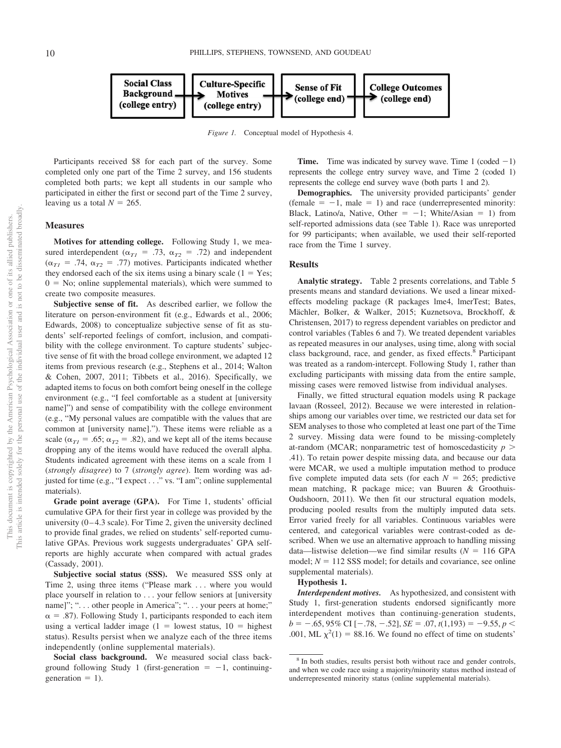Social Class Background (college entry) → Culture-Specific Motives (college entry) → Sense of Fit (college end) → College Outcomes (college end)

*Figure 1.* Conceptual model of Hypothesis 4.

Participants received $8 for each part of the survey. Some completed only one part of the Time 2 survey, and 156 students completed both parts; we kept all students in our sample who participated in either the first or second part of the Time 2 survey, leaving us a total $N = 265$.

## Measures

**Motives for attending college.** Following Study 1, we measured interdependent ($\alpha_{T1} = .73$, $\alpha_{T2} = .72$) and independent ($\alpha_{T1} = .74$, $\alpha_{T2} = .77$) motives. Participants indicated whether they endorsed each of the six items using a binary scale (1 = Yes; 0 = No; online supplemental materials), which were summed to create two composite measures.

**Subjective sense of fit.** As described earlier, we follow the literature on person-environment fit (e.g., Edwards et al., 2006; Edwards, 2008) to conceptualize subjective sense of fit as students' self-reported feelings of comfort, inclusion, and compatibility with the college environment. To capture students' subjective sense of fit with the broad college environment, we adapted 12 items from previous research (e.g., Stephens et al., 2014; Walton & Cohen, 2007, 2011; Tibbets et al., 2016). Specifically, we adapted items to focus on both comfort being oneself in the college environment (e.g., "I feel comfortable as a student at [university name]") and sense of compatibility with the college environment (e.g., "My personal values are compatible with the values that are common at [university name]."). These items were reliable as a scale ($\alpha_{T1} = .65$; $\alpha_{T2} = .82$), and we kept all of the items because dropping any of the items would have reduced the overall alpha. Students indicated agreement with these items on a scale from 1 (*strongly disagree*) to 7 (*strongly agree*). Item wording was adjusted for time (e.g., "I expect . . ." vs. "I am"; online supplemental materials).

**Grade point average (GPA).** For Time 1, students' official cumulative GPA for their first year in college was provided by the university (0–4.3 scale). For Time 2, given the university declined to provide final grades, we relied on students' self-reported cumulative GPAs. Previous work suggests undergraduates' GPA self-reports are highly accurate when compared with actual grades (Cassady, 2001).

**Subjective social status (SSS).** We measured SSS only at Time 2, using three items ("Please mark . . . where you would place yourself in relation to . . . your fellow seniors at [university name]"; ". . . other people in America"; ". . . your peers at home;" $\alpha = .87$). Following Study 1, participants responded to each item using a vertical ladder image (1 = lowest status, 10 = highest status). Results persist when we analyze each of the three items independently (online supplemental materials).

**Social class background.** We measured social class background following Study 1 (first-generation = −1, continuing-generation = 1).

**Time.** Time was indicated by survey wave. Time 1 (coded −1) represents the college entry survey wave, and Time 2 (coded 1) represents the college end survey wave (both parts 1 and 2).

**Demographics.** The university provided participants' gender (female = −1, male = 1) and race (underrepresented minority: Black, Latino/a, Native, Other = −1; White/Asian = 1) from self-reported admissions data (see Table 1). Race was unreported for 99 participants; when available, we used their self-reported race from the Time 1 survey.

## Results

**Analytic strategy.** Table 2 presents correlations, and Table 5 presents means and standard deviations. We used a linear mixed-effects modeling package (R packages lme4, lmerTest; Bates, Mächler, Bolker, & Walker, 2015; Kuznetsova, Brockhoff, & Christensen, 2017) to regress dependent variables on predictor and control variables (Tables 6 and 7). We treated dependent variables as repeated measures in our analyses, using time, along with social class background, race, and gender, as fixed effects.[8] Participant was treated as a random-intercept. Following Study 1, rather than excluding participants with missing data from the entire sample, missing cases were removed listwise from individual analyses.

Finally, we fitted structural equation models using R package lavaan (Rosseel, 2012). Because we were interested in relationships among our variables over time, we restricted our data set for SEM analyses to those who completed at least one part of the Time 2 survey. Missing data were found to be missing-completely at-random (MCAR; nonparametric test of homoscedasticity $p > .41$). To retain power despite missing data, and because our data were MCAR, we used a multiple imputation method to produce five complete imputed data sets (for each $N = 265$; predictive mean matching, R package mice; van Buuren & Groothuis-Oudshoorn, 2011). We then fit our structural equation models, producing pooled results from the multiply imputed data sets. Error varied freely for all variables. Continuous variables were centered, and categorical variables were contrast-coded as described. When we use an alternative approach to handling missing data—listwise deletion—we find similar results ($N = 116$ GPA model; $N = 112$ SSS model; for details and covariance, see online supplemental materials).

**Hypothesis 1.**

***Interdependent motives.*** As hypothesized, and consistent with Study 1, first-generation students endorsed significantly more interdependent motives than continuing-generation students, $b = -.65$, 95% CI $[-.78, -.52]$, $SE = .07$, $t(1,193) = -9.55$, $p < .001$, ML $\chi^2(1) = 88.16$. We found no effect of time on students'

[8] In both studies, results persist both without race and gender controls, and when we code race using a majority/minority status method instead of underrepresented minority status (online supplemental materials).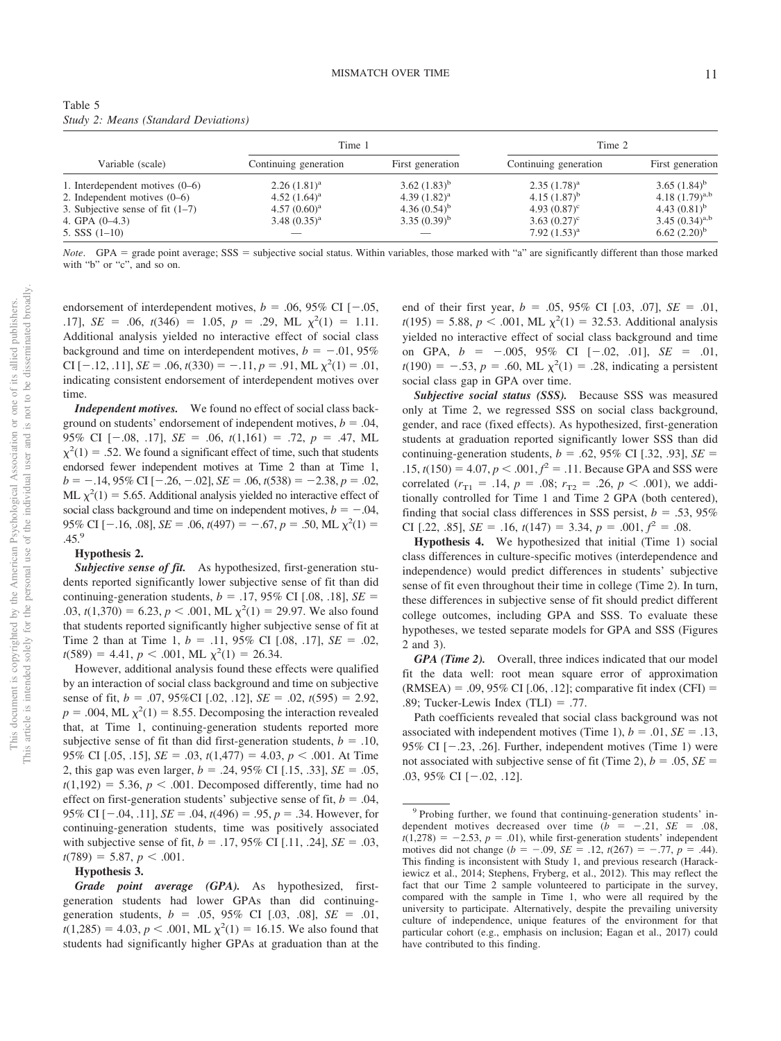Table 5
*Study 2: Means (Standard Deviations)*

| Variable (scale) | Time 1 | | Time 2 | |
|---|---|---|---|---|
| | Continuing generation | First generation | Continuing generation | First generation |
| 1. Interdependent motives (0–6) | 2.26 (1.81)[a] | 3.62 (1.83)[b] | 2.35 (1.78)[a] | 3.65 (1.84)[b] |
| 2. Independent motives (0–6) | 4.52 (1.64)[a] | 4.39 (1.82)[a] | 4.15 (1.87)[b] | 4.18 (1.79)[a,b] |
| 3. Subjective sense of fit (1–7) | 4.57 (0.60)[a] | 4.36 (0.54)[b] | 4.93 (0.87)[c] | 4.43 (0.81)[b] |
| 4. GPA (0–4.3) | 3.48 (0.35)[a] | 3.35 (0.39)[b] | 3.63 (0.27)[c] | 3.45 (0.34)[a,b] |
| 5. SSS (1–10) | — | — | 7.92 (1.53)[a] | 6.62 (2.20)[b] |

*Note*. GPA = grade point average; SSS = subjective social status. Within variables, those marked with "a" are significantly different than those marked with "b" or "c", and so on.

endorsement of interdependent motives, $b = .06$, 95% CI [−.05, .17], $SE = .06$, $t(346) = 1.05$, $p = .29$, ML $\chi^2(1) = 1.11$. Additional analysis yielded no interactive effect of social class background and time on interdependent motives, $b = -.01$, 95% CI [−.12, .11], $SE = .06$, $t(330) = -.11$, $p = .91$, ML $\chi^2(1) = .01$, indicating consistent endorsement of interdependent motives over time.

***Independent motives.*** We found no effect of social class background on students' endorsement of independent motives, $b = .04$, 95% CI [−.08, .17], $SE = .06$, $t(1{,}161) = .72$, $p = .47$, ML $\chi^2(1) = .52$. We found a significant effect of time, such that students endorsed fewer independent motives at Time 2 than at Time 1, $b = -.14$, 95% CI [−.26, −.02], $SE = .06$, $t(538) = -2.38$, $p = .02$, ML $\chi^2(1) = 5.65$. Additional analysis yielded no interactive effect of social class background and time on independent motives, $b = -.04$, 95% CI [−.16, .08], $SE = .06$, $t(497) = -.67$, $p = .50$, ML $\chi^2(1) = .45$.[9]

**Hypothesis 2.**

***Subjective sense of fit.*** As hypothesized, first-generation students reported significantly lower subjective sense of fit than did continuing-generation students, $b = .17$, 95% CI [.08, .18], $SE = .03$, $t(1{,}370) = 6.23$, $p < .001$, ML $\chi^2(1) = 29.97$. We also found that students reported significantly higher subjective sense of fit at Time 2 than at Time 1, $b = .11$, 95% CI [.08, .17], $SE = .02$, $t(589) = 4.41$, $p < .001$, ML $\chi^2(1) = 26.34$.

However, additional analysis found these effects were qualified by an interaction of social class background and time on subjective sense of fit, $b = .07$, 95%CI [.02, .12], $SE = .02$, $t(595) = 2.92$, $p = .004$, ML $\chi^2(1) = 8.55$. Decomposing the interaction revealed that, at Time 1, continuing-generation students reported more subjective sense of fit than did first-generation students, $b = .10$, 95% CI [.05, .15], $SE = .03$, $t(1{,}477) = 4.03$, $p < .001$. At Time 2, this gap was even larger, $b = .24$, 95% CI [.15, .33], $SE = .05$, $t(1{,}192) = 5.36$, $p < .001$. Decomposed differently, time had no effect on first-generation students' subjective sense of fit, $b = .04$, 95% CI [−.04, .11], $SE = .04$, $t(496) = .95$, $p = .34$. However, for continuing-generation students, time was positively associated with subjective sense of fit, $b = .17$, 95% CI [.11, .24], $SE = .03$, $t(789) = 5.87$, $p < .001$.

**Hypothesis 3.**

***Grade point average (GPA).*** As hypothesized, first-generation students had lower GPAs than did continuing-generation students, $b = .05$, 95% CI [.03, .08], $SE = .01$, $t(1{,}285) = 4.03$, $p < .001$, ML $\chi^2(1) = 16.15$. We also found that students had significantly higher GPAs at graduation than at the end of their first year, $b = .05$, 95% CI [.03, .07], $SE = .01$, $t(195) = 5.88$, $p < .001$, ML $\chi^2(1) = 32.53$. Additional analysis yielded no interactive effect of social class background and time on GPA, $b = -.005$, 95% CI [−.02, .01], $SE = .01$, $t(190) = -.53$, $p = .60$, ML $\chi^2(1) = .28$, indicating a persistent social class gap in GPA over time.

***Subjective social status (SSS).*** Because SSS was measured only at Time 2, we regressed SSS on social class background, gender, and race (fixed effects). As hypothesized, first-generation students at graduation reported significantly lower SSS than did continuing-generation students, $b = .62$, 95% CI [.32, .93], $SE = .15$, $t(150) = 4.07$, $p < .001$, $f^2 = .11$. Because GPA and SSS were correlated ($r_{T1} = .14$, $p = .08$; $r_{T2} = .26$, $p < .001$), we additionally controlled for Time 1 and Time 2 GPA (both centered), finding that social class differences in SSS persist, $b = .53$, 95% CI [.22, .85], $SE = .16$, $t(147) = 3.34$, $p = .001$, $f^2 = .08$.

**Hypothesis 4.** We hypothesized that initial (Time 1) social class differences in culture-specific motives (interdependence and independence) would predict differences in students' subjective sense of fit even throughout their time in college (Time 2). In turn, these differences in subjective sense of fit should predict different college outcomes, including GPA and SSS. To evaluate these hypotheses, we tested separate models for GPA and SSS (Figures 2 and 3).

***GPA (Time 2).*** Overall, three indices indicated that our model fit the data well: root mean square error of approximation (RMSEA) = .09, 95% CI [.06, .12]; comparative fit index (CFI) = .89; Tucker-Lewis Index (TLI) = .77.

Path coefficients revealed that social class background was not associated with independent motives (Time 1), $b = .01$, $SE = .13$, 95% CI [−.23, .26]. Further, independent motives (Time 1) were not associated with subjective sense of fit (Time 2), $b = .05$, $SE = .03$, 95% CI [−.02, .12].

[9] Probing further, we found that continuing-generation students' independent motives decreased over time ($b = -.21$, $SE = .08$, $t(1{,}278) = -2.53$, $p = .01$), while first-generation students' independent motives did not change ($b = -.09$, $SE = .12$, $t(267) = -.77$, $p = .44$). This finding is inconsistent with Study 1, and previous research (Harackiewicz et al., 2014; Stephens, Fryberg, et al., 2012). This may reflect the fact that our Time 2 sample volunteered to participate in the survey, compared with the sample in Time 1, who were all required by the university to participate. Alternatively, despite the prevailing university culture of independence, unique features of the environment for that particular cohort (e.g., emphasis on inclusion; Eagan et al., 2017) could have contributed to this finding.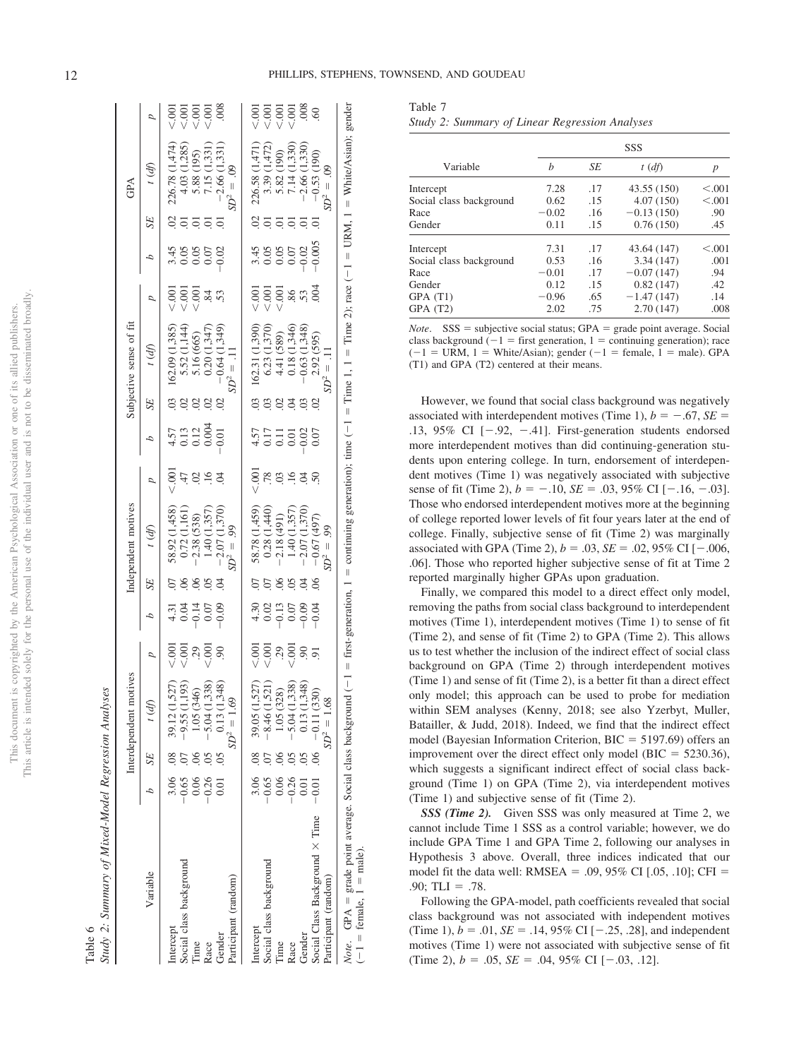Table 6
*Study 2: Summary of Mixed-Model Regression Analyses*

| Variable | Interdependent motives | | | | Independent motives | | | | Subjective sense of fit | | | | GPA | | | |
|---|---|---|---|---|---|---|---|---|---|---|---|---|---|---|---|---|
| | *b* | *SE* | *t* (*df*) | *p* | *b* | *SE* | *t* (*df*) | *p* | *b* | *SE* | *t* (*df*) | *p* | *b* | *SE* | *t* (*df*) | *p* |
| Intercept | 3.06 | .08 | 39.12 (1,527) | <.001 | 4.31 | .07 | 58.92 (1,458) | <.001 | 4.57 | .03 | 162.09 (1,385) | <.001 | 3.45 | .02 | 226.78 (1,474) | <.001 |
| Social class background | −0.65 | .07 | −9.55 (1,193) | <.001 | 0.04 | .06 | 0.72 (1,161) | .47 | 0.13 | .02 | 5.52 (1,144) | <.001 | 0.05 | .01 | 4.03 (1,285) | <.001 |
| Time | 0.06 | .06 | 1.05 (346) | .29 | −0.14 | .06 | −2.38 (538) | .02 | 0.12 | .02 | 5.16 (665) | <.001 | 0.05 | .01 | 5.88 (195) | <.001 |
| Race | −0.26 | .05 | −5.04 (1,338) | <.001 | 0.07 | .05 | 1.40 (1,357) | .16 | 0.004 | .02 | 0.20 (1,347) | .84 | 0.07 | .01 | 7.15 (1,331) | <.001 |
| Gender | 0.01 | .05 | 0.13 (1,348) | .90 | −0.09 | .04 | −2.07 (1,370) | .04 | −0.01 | .02 | −0.64 (1,349) | .53 | −0.02 | .01 | −2.66 (1,331) | .008 |
| Participant (random) | | | $SD^2 = 1.69$ | | | | $SD^2 = .99$ | | | | $SD^2 = .11$ | | | | $SD^2 = .09$ | |
| Intercept | 3.06 | .08 | 39.05 (1,527) | <.001 | 4.30 | .07 | 58.78 (1,459) | <.001 | 4.57 | .03 | 162.31 (1,390) | <.001 | 3.45 | .02 | 226.58 (1,471) | <.001 |
| Social class background | −0.65 | .07 | −8.46 (1,521) | <.001 | 0.02 | .07 | 0.28 (1,440) | .78 | 0.17 | .03 | 6.23 (1,370) | <.001 | 0.05 | .01 | 3.39 (1,472) | <.001 |
| Time | 0.06 | .06 | 1.05 (328) | .29 | −0.13 | .06 | −2.18 (491) | .03 | 0.11 | .02 | 4.41 (589) | <.001 | 0.05 | .01 | 5.82 (190) | <.001 |
| Race | −0.26 | .05 | −5.04 (1,338) | <.001 | 0.07 | .05 | 1.40 (1,357) | .16 | 0.01 | .04 | 0.18 (1,346) | .86 | 0.07 | .01 | 7.14 (1,330) | <.001 |
| Gender | 0.01 | .05 | 0.13 (1,348) | .90 | −0.09 | .04 | −2.07 (1,370) | .04 | −0.02 | .03 | −0.63 (1,348) | .53 | −0.02 | .01 | −2.66 (1,330) | .008 |
| Social Class Background × Time | −0.01 | .06 | −0.11 (330) | .91 | −0.04 | .06 | −0.67 (497) | .50 | 0.07 | .02 | 2.92 (595) | .004 | −0.005 | .01 | −0.53 (190) | .60 |
| Participant (random) | | | $SD^2 = 1.68$ | | | | $SD^2 = .99$ | | | | $SD^2 = .11$ | | | | $SD^2 = .09$ | |

*Note*. GPA = grade point average. Social class background (−1 = first-generation, 1 = continuing generation); time (−1 = Time 1, 1 = Time 2); race (−1 = URM, 1 = White/Asian); gender (−1 = female, 1 = male).

Table 7
*Study 2: Summary of Linear Regression Analyses*

| Variable | SSS | | | |
|---|---|---|---|---|
| | *b* | *SE* | *t* (*df*) | *p* |
| Intercept | 7.28 | .17 | 43.55 (150) | <.001 |
| Social class background | 0.62 | .15 | 4.07 (150) | <.001 |
| Race | −0.02 | .16 | −0.13 (150) | .90 |
| Gender | 0.11 | .15 | 0.76 (150) | .45 |
| Intercept | 7.31 | .17 | 43.64 (147) | <.001 |
| Social class background | 0.53 | .16 | 3.34 (147) | .001 |
| Race | −0.01 | .17 | −0.07 (147) | .94 |
| Gender | 0.12 | .15 | 0.82 (147) | .42 |
| GPA (T1) | −0.96 | .65 | −1.47 (147) | .14 |
| GPA (T2) | 2.02 | .75 | 2.70 (147) | .008 |

*Note*. SSS = subjective social status; GPA = grade point average. Social class background (−1 = first generation, 1 = continuing generation); race (−1 = URM, 1 = White/Asian); gender (−1 = female, 1 = male). GPA (T1) and GPA (T2) centered at their means.

However, we found that social class background was negatively associated with interdependent motives (Time 1), $b = -.67$, $SE = .13$, 95% CI [−.92, −.41]. First-generation students endorsed more interdependent motives than did continuing-generation students upon entering college. In turn, endorsement of interdependent motives (Time 1) was negatively associated with subjective sense of fit (Time 2), $b = -.10$, $SE = .03$, 95% CI [−.16, −.03]. Those who endorsed interdependent motives more at the beginning of college reported lower levels of fit four years later at the end of college. Finally, subjective sense of fit (Time 2) was marginally associated with GPA (Time 2), $b = .03$, $SE = .02$, 95% CI [−.006, .06]. Those who reported higher subjective sense of fit at Time 2 reported marginally higher GPAs upon graduation.

Finally, we compared this model to a direct effect only model, removing the paths from social class background to interdependent motives (Time 1), interdependent motives (Time 1) to sense of fit (Time 2), and sense of fit (Time 2) to GPA (Time 2). This allows us to test whether the inclusion of the indirect effect of social class background on GPA (Time 2) through interdependent motives (Time 1) and sense of fit (Time 2), is a better fit than a direct effect only model; this approach can be used to probe for mediation within SEM analyses (Kenny, 2018; see also Yzerbyt, Muller, Batailler, & Judd, 2018). Indeed, we find that the indirect effect model (Bayesian Information Criterion, BIC = 5197.69) offers an improvement over the direct effect only model (BIC = 5230.36), which suggests a significant indirect effect of social class background (Time 1) on GPA (Time 2), via interdependent motives (Time 1) and subjective sense of fit (Time 2).

***SSS (Time 2).*** Given SSS was only measured at Time 2, we cannot include Time 1 SSS as a control variable; however, we do include GPA Time 1 and GPA Time 2, following our analyses in Hypothesis 3 above. Overall, three indices indicated that our model fit the data well: RMSEA = .09, 95% CI [.05, .10]; CFI = .90; TLI = .78.

Following the GPA-model, path coefficients revealed that social class background was not associated with independent motives (Time 1), $b = .01$, $SE = .14$, 95% CI [−.25, .28], and independent motives (Time 1) were not associated with subjective sense of fit (Time 2), $b = .05$, $SE = .04$, 95% CI [−.03, .12].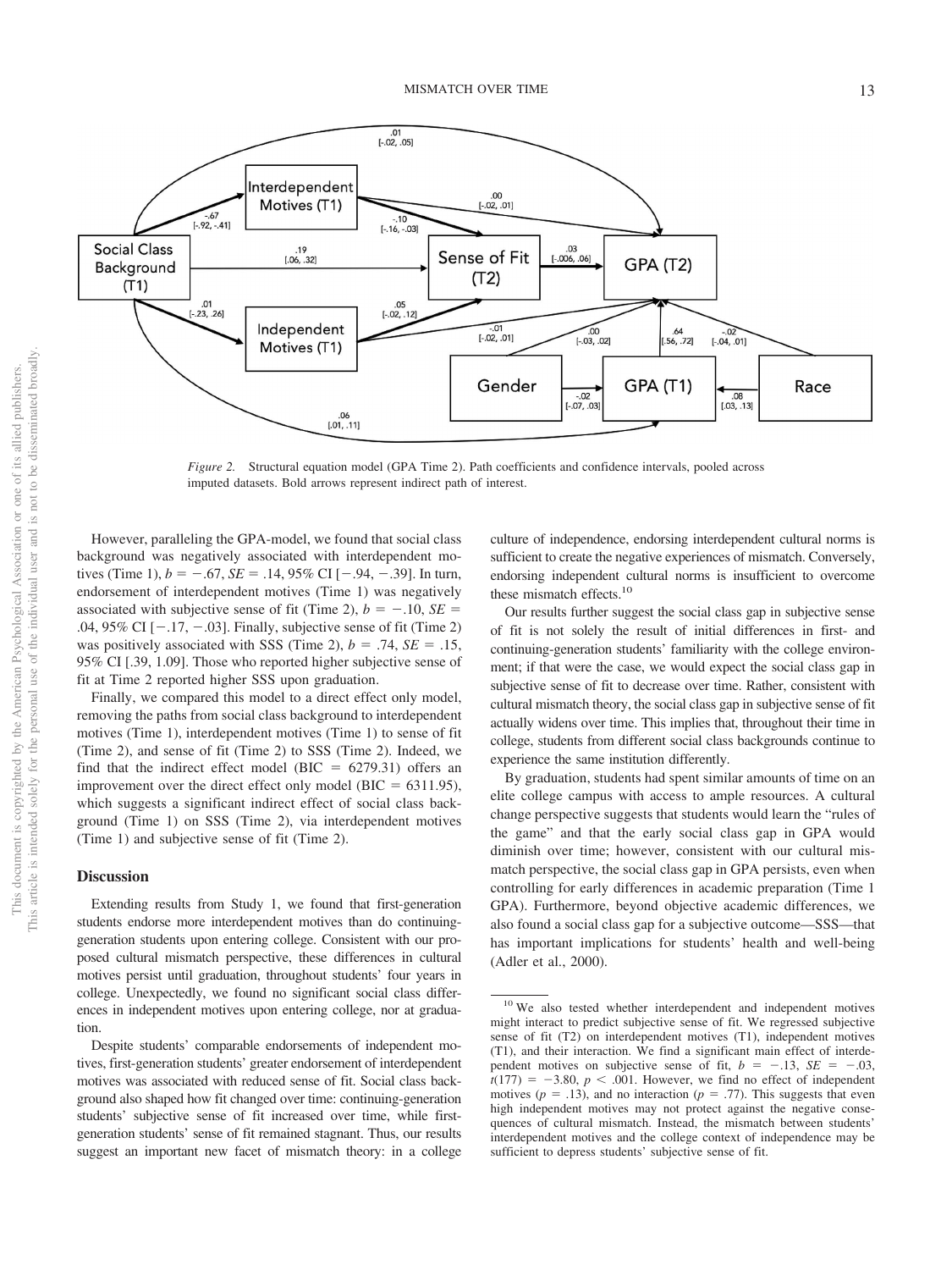*Figure 2.* Structural equation model (GPA Time 2). Path coefficients and confidence intervals, pooled across imputed datasets. Bold arrows represent indirect path of interest.

However, paralleling the GPA-model, we found that social class background was negatively associated with interdependent motives (Time 1), $b = -.67$, $SE = .14$, 95% CI [$-.94$, $-.39$]. In turn, endorsement of interdependent motives (Time 1) was negatively associated with subjective sense of fit (Time 2), $b = -.10$, $SE = .04$, 95% CI [$-.17$, $-.03$]. Finally, subjective sense of fit (Time 2) was positively associated with SSS (Time 2), $b = .74$, $SE = .15$, 95% CI [.39, 1.09]. Those who reported higher subjective sense of fit at Time 2 reported higher SSS upon graduation.

Finally, we compared this model to a direct effect only model, removing the paths from social class background to interdependent motives (Time 1), interdependent motives (Time 1) to sense of fit (Time 2), and sense of fit (Time 2) to SSS (Time 2). Indeed, we find that the indirect effect model (BIC = 6279.31) offers an improvement over the direct effect only model (BIC = 6311.95), which suggests a significant indirect effect of social class background (Time 1) on SSS (Time 2), via interdependent motives (Time 1) and subjective sense of fit (Time 2).

## Discussion

Extending results from Study 1, we found that first-generation students endorse more interdependent motives than do continuing-generation students upon entering college. Consistent with our proposed cultural mismatch perspective, these differences in cultural motives persist until graduation, throughout students' four years in college. Unexpectedly, we found no significant social class differences in independent motives upon entering college, nor at graduation.

Despite students' comparable endorsements of independent motives, first-generation students' greater endorsement of interdependent motives was associated with reduced sense of fit. Social class background also shaped how fit changed over time: continuing-generation students' subjective sense of fit increased over time, while first-generation students' sense of fit remained stagnant. Thus, our results suggest an important new facet of mismatch theory: in a college culture of independence, endorsing interdependent cultural norms is sufficient to create the negative experiences of mismatch. Conversely, endorsing independent cultural norms is insufficient to overcome these mismatch effects.[10]

Our results further suggest the social class gap in subjective sense of fit is not solely the result of initial differences in first- and continuing-generation students' familiarity with the college environment; if that were the case, we would expect the social class gap in subjective sense of fit to decrease over time. Rather, consistent with cultural mismatch theory, the social class gap in subjective sense of fit actually widens over time. This implies that, throughout their time in college, students from different social class backgrounds continue to experience the same institution differently.

By graduation, students had spent similar amounts of time on an elite college campus with access to ample resources. A cultural change perspective suggests that students would learn the "rules of the game" and that the early social class gap in GPA would diminish over time; however, consistent with our cultural mismatch perspective, the social class gap in GPA persists, even when controlling for early differences in academic preparation (Time 1 GPA). Furthermore, beyond objective academic differences, we also found a social class gap for a subjective outcome—SSS—that has important implications for students' health and well-being (Adler et al., 2000).

[10] We also tested whether interdependent and independent motives might interact to predict subjective sense of fit. We regressed subjective sense of fit (T2) on interdependent motives (T1), independent motives (T1), and their interaction. We find a significant main effect of interdependent motives on subjective sense of fit, $b = -.13$, $SE = -.03$, $t(177) = -3.80$, $p < .001$. However, we find no effect of independent motives ($p = .13$), and no interaction ($p = .77$). This suggests that even high independent motives may not protect against the negative consequences of cultural mismatch. Instead, the mismatch between students' interdependent motives and the college context of independence may be sufficient to depress students' subjective sense of fit.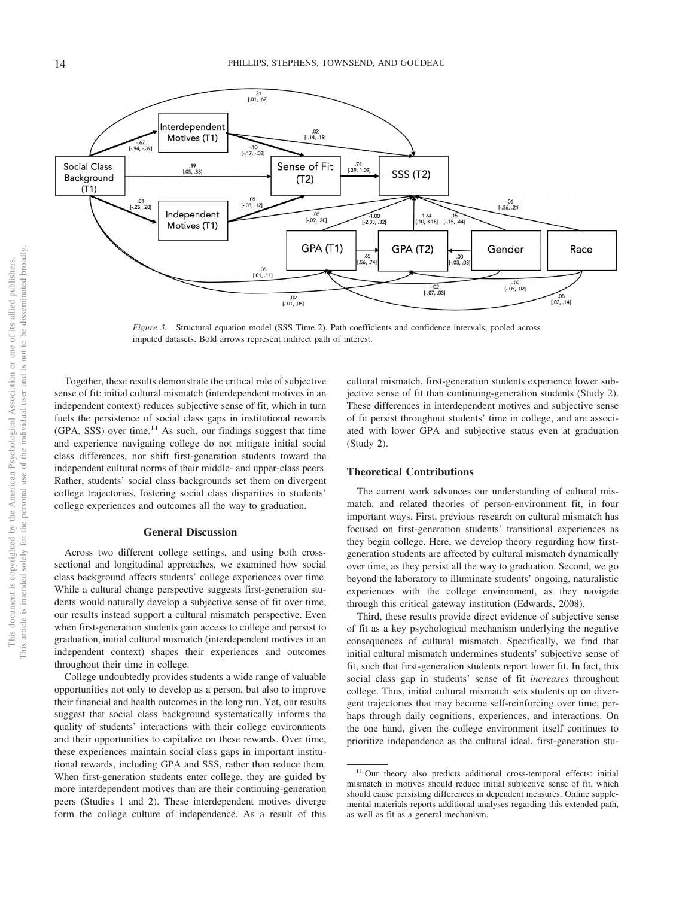*Figure 3.* Structural equation model (SSS Time 2). Path coefficients and confidence intervals, pooled across imputed datasets. Bold arrows represent indirect path of interest.

Together, these results demonstrate the critical role of subjective sense of fit: initial cultural mismatch (interdependent motives in an independent context) reduces subjective sense of fit, which in turn fuels the persistence of social class gaps in institutional rewards (GPA, SSS) over time.[11] As such, our findings suggest that time and experience navigating college do not mitigate initial social class differences, nor shift first-generation students toward the independent cultural norms of their middle- and upper-class peers. Rather, students' social class backgrounds set them on divergent college trajectories, fostering social class disparities in students' college experiences and outcomes all the way to graduation.

## General Discussion

Across two different college settings, and using both cross-sectional and longitudinal approaches, we examined how social class background affects students' college experiences over time. While a cultural change perspective suggests first-generation students would naturally develop a subjective sense of fit over time, our results instead support a cultural mismatch perspective. Even when first-generation students gain access to college and persist to graduation, initial cultural mismatch (interdependent motives in an independent context) shapes their experiences and outcomes throughout their time in college.

College undoubtedly provides students a wide range of valuable opportunities not only to develop as a person, but also to improve their financial and health outcomes in the long run. Yet, our results suggest that social class background systematically informs the quality of students' interactions with their college environments and their opportunities to capitalize on these rewards. Over time, these experiences maintain social class gaps in important institutional rewards, including GPA and SSS, rather than reduce them. When first-generation students enter college, they are guided by more interdependent motives than are their continuing-generation peers (Studies 1 and 2). These interdependent motives diverge form the college culture of independence. As a result of this cultural mismatch, first-generation students experience lower subjective sense of fit than continuing-generation students (Study 2). These differences in interdependent motives and subjective sense of fit persist throughout students' time in college, and are associated with lower GPA and subjective status even at graduation (Study 2).

### Theoretical Contributions

The current work advances our understanding of cultural mismatch, and related theories of person-environment fit, in four important ways. First, previous research on cultural mismatch has focused on first-generation students' transitional experiences as they begin college. Here, we develop theory regarding how first-generation students are affected by cultural mismatch dynamically over time, as they persist all the way to graduation. Second, we go beyond the laboratory to illuminate students' ongoing, naturalistic experiences with the college environment, as they navigate through this critical gateway institution (Edwards, 2008).

Third, these results provide direct evidence of subjective sense of fit as a key psychological mechanism underlying the negative consequences of cultural mismatch. Specifically, we find that initial cultural mismatch undermines students' subjective sense of fit, such that first-generation students report lower fit. In fact, this social class gap in students' sense of fit *increases* throughout college. Thus, initial cultural mismatch sets students up on divergent trajectories that may become self-reinforcing over time, perhaps through daily cognitions, experiences, and interactions. On the one hand, given the college environment itself continues to prioritize independence as the cultural ideal, first-generation stu-

[11] Our theory also predicts additional cross-temporal effects: initial mismatch in motives should reduce initial subjective sense of fit, which should cause persisting differences in dependent measures. Online supplemental materials reports additional analyses regarding this extended path, as well as fit as a general mechanism.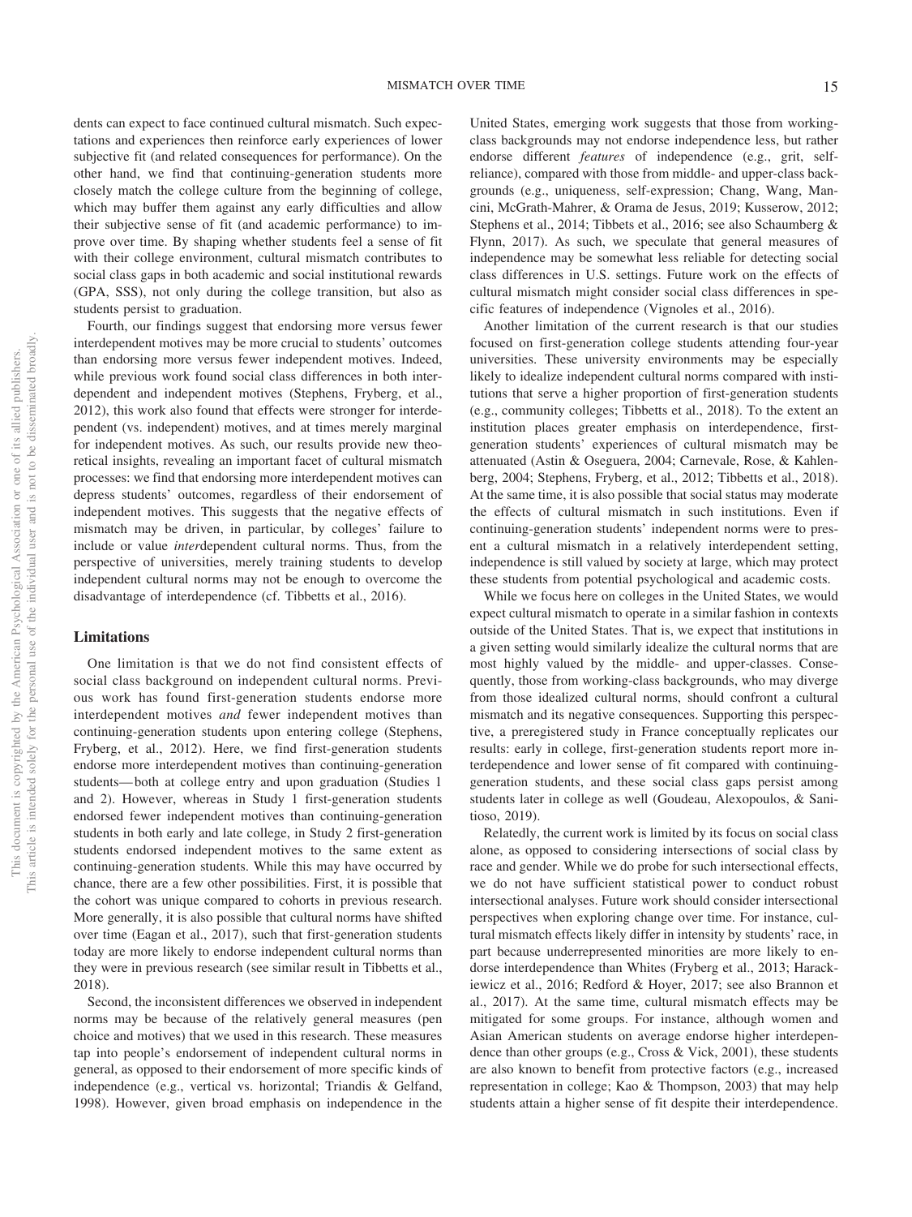dents can expect to face continued cultural mismatch. Such expectations and experiences then reinforce early experiences of lower subjective fit (and related consequences for performance). On the other hand, we find that continuing-generation students more closely match the college culture from the beginning of college, which may buffer them against any early difficulties and allow their subjective sense of fit (and academic performance) to improve over time. By shaping whether students feel a sense of fit with their college environment, cultural mismatch contributes to social class gaps in both academic and social institutional rewards (GPA, SSS), not only during the college transition, but also as students persist to graduation.

Fourth, our findings suggest that endorsing more versus fewer interdependent motives may be more crucial to students' outcomes than endorsing more versus fewer independent motives. Indeed, while previous work found social class differences in both interdependent and independent motives (Stephens, Fryberg, et al., 2012), this work also found that effects were stronger for interdependent (vs. independent) motives, and at times merely marginal for independent motives. As such, our results provide new theoretical insights, revealing an important facet of cultural mismatch processes: we find that endorsing more interdependent motives can depress students' outcomes, regardless of their endorsement of independent motives. This suggests that the negative effects of mismatch may be driven, in particular, by colleges' failure to include or value *inter*dependent cultural norms. Thus, from the perspective of universities, merely training students to develop independent cultural norms may not be enough to overcome the disadvantage of interdependence (cf. Tibbetts et al., 2016).

## Limitations

One limitation is that we do not find consistent effects of social class background on independent cultural norms. Previous work has found first-generation students endorse more interdependent motives *and* fewer independent motives than continuing-generation students upon entering college (Stephens, Fryberg, et al., 2012). Here, we find first-generation students endorse more interdependent motives than continuing-generation students—both at college entry and upon graduation (Studies 1 and 2). However, whereas in Study 1 first-generation students endorsed fewer independent motives than continuing-generation students in both early and late college, in Study 2 first-generation students endorsed independent motives to the same extent as continuing-generation students. While this may have occurred by chance, there are a few other possibilities. First, it is possible that the cohort was unique compared to cohorts in previous research. More generally, it is also possible that cultural norms have shifted over time (Eagan et al., 2017), such that first-generation students today are more likely to endorse independent cultural norms than they were in previous research (see similar result in Tibbetts et al., 2018).

Second, the inconsistent differences we observed in independent norms may be because of the relatively general measures (pen choice and motives) that we used in this research. These measures tap into people's endorsement of independent cultural norms in general, as opposed to their endorsement of more specific kinds of independence (e.g., vertical vs. horizontal; Triandis & Gelfand, 1998). However, given broad emphasis on independence in the United States, emerging work suggests that those from working-class backgrounds may not endorse independence less, but rather endorse different *features* of independence (e.g., grit, self-reliance), compared with those from middle- and upper-class backgrounds (e.g., uniqueness, self-expression; Chang, Wang, Mancini, McGrath-Mahrer, & Orama de Jesus, 2019; Kusserow, 2012; Stephens et al., 2014; Tibbets et al., 2016; see also Schaumberg & Flynn, 2017). As such, we speculate that general measures of independence may be somewhat less reliable for detecting social class differences in U.S. settings. Future work on the effects of cultural mismatch might consider social class differences in specific features of independence (Vignoles et al., 2016).

Another limitation of the current research is that our studies focused on first-generation college students attending four-year universities. These university environments may be especially likely to idealize independent cultural norms compared with institutions that serve a higher proportion of first-generation students (e.g., community colleges; Tibbetts et al., 2018). To the extent an institution places greater emphasis on interdependence, first-generation students' experiences of cultural mismatch may be attenuated (Astin & Oseguera, 2004; Carnevale, Rose, & Kahlenberg, 2004; Stephens, Fryberg, et al., 2012; Tibbetts et al., 2018). At the same time, it is also possible that social status may moderate the effects of cultural mismatch in such institutions. Even if continuing-generation students' independent norms were to present a cultural mismatch in a relatively interdependent setting, independence is still valued by society at large, which may protect these students from potential psychological and academic costs.

While we focus here on colleges in the United States, we would expect cultural mismatch to operate in a similar fashion in contexts outside of the United States. That is, we expect that institutions in a given setting would similarly idealize the cultural norms that are most highly valued by the middle- and upper-classes. Consequently, those from working-class backgrounds, who may diverge from those idealized cultural norms, should confront a cultural mismatch and its negative consequences. Supporting this perspective, a preregistered study in France conceptually replicates our results: early in college, first-generation students report more interdependence and lower sense of fit compared with continuing-generation students, and these social class gaps persist among students later in college as well (Goudeau, Alexopoulos, & Sanitioso, 2019).

Relatedly, the current work is limited by its focus on social class alone, as opposed to considering intersections of social class by race and gender. While we do probe for such intersectional effects, we do not have sufficient statistical power to conduct robust intersectional analyses. Future work should consider intersectional perspectives when exploring change over time. For instance, cultural mismatch effects likely differ in intensity by students' race, in part because underrepresented minorities are more likely to endorse interdependence than Whites (Fryberg et al., 2013; Harackiewicz et al., 2016; Redford & Hoyer, 2017; see also Brannon et al., 2017). At the same time, cultural mismatch effects may be mitigated for some groups. For instance, although women and Asian American students on average endorse higher interdependence than other groups (e.g., Cross & Vick, 2001), these students are also known to benefit from protective factors (e.g., increased representation in college; Kao & Thompson, 2003) that may help students attain a higher sense of fit despite their interdependence.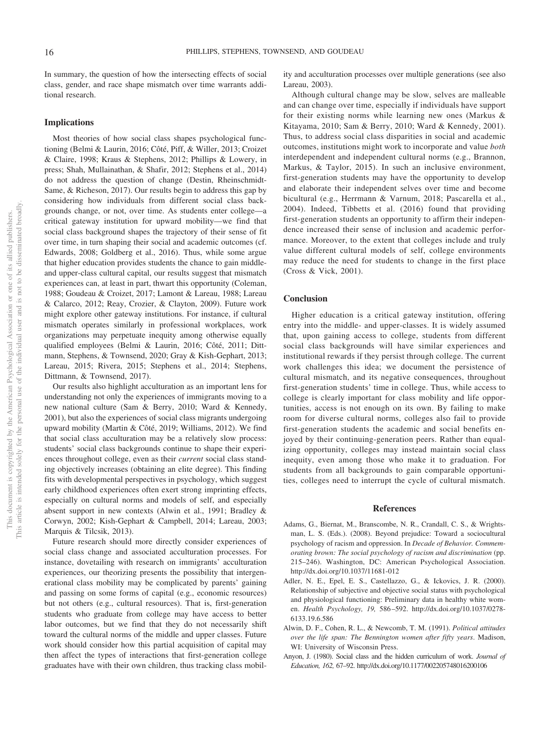In summary, the question of how the intersecting effects of social class, gender, and race shape mismatch over time warrants additional research.

## Implications

Most theories of how social class shapes psychological functioning (Belmi & Laurin, 2016; Côté, Piff, & Willer, 2013; Croizet & Claire, 1998; Kraus & Stephens, 2012; Phillips & Lowery, in press; Shah, Mullainathan, & Shafir, 2012; Stephens et al., 2014) do not address the question of change (Destin, Rheinschmidt-Same, & Richeson, 2017). Our results begin to address this gap by considering how individuals from different social class backgrounds change, or not, over time. As students enter college—a critical gateway institution for upward mobility—we find that social class background shapes the trajectory of their sense of fit over time, in turn shaping their social and academic outcomes (cf. Edwards, 2008; Goldberg et al., 2016). Thus, while some argue that higher education provides students the chance to gain middle- and upper-class cultural capital, our results suggest that mismatch experiences can, at least in part, thwart this opportunity (Coleman, 1988; Goudeau & Croizet, 2017; Lamont & Lareau, 1988; Lareau & Calarco, 2012; Reay, Crozier, & Clayton, 2009). Future work might explore other gateway institutions. For instance, if cultural mismatch operates similarly in professional workplaces, work organizations may perpetuate inequity among otherwise equally qualified employees (Belmi & Laurin, 2016; Côté, 2011; Dittmann, Stephens, & Townsend, 2020; Gray & Kish-Gephart, 2013; Lareau, 2015; Rivera, 2015; Stephens et al., 2014; Stephens, Dittmann, & Townsend, 2017).

Our results also highlight acculturation as an important lens for understanding not only the experiences of immigrants moving to a new national culture (Sam & Berry, 2010; Ward & Kennedy, 2001), but also the experiences of social class migrants undergoing upward mobility (Martin & Côté, 2019; Williams, 2012). We find that social class acculturation may be a relatively slow process: students' social class backgrounds continue to shape their experiences throughout college, even as their *current* social class standing objectively increases (obtaining an elite degree). This finding fits with developmental perspectives in psychology, which suggest early childhood experiences often exert strong imprinting effects, especially on cultural norms and models of self, and especially absent support in new contexts (Alwin et al., 1991; Bradley & Corwyn, 2002; Kish-Gephart & Campbell, 2014; Lareau, 2003; Marquis & Tilcsik, 2013).

Future research should more directly consider experiences of social class change and associated acculturation processes. For instance, dovetailing with research on immigrants' acculturation experiences, our theorizing presents the possibility that intergenerational class mobility may be complicated by parents' gaining and passing on some forms of capital (e.g., economic resources) but not others (e.g., cultural resources). That is, first-generation students who graduate from college may have access to better labor outcomes, but we find that they do not necessarily shift toward the cultural norms of the middle and upper classes. Future work should consider how this partial acquisition of capital may then affect the types of interactions that first-generation college graduates have with their own children, thus tracking class mobility and acculturation processes over multiple generations (see also Lareau, 2003).

Although cultural change may be slow, selves are malleable and can change over time, especially if individuals have support for their existing norms while learning new ones (Markus & Kitayama, 2010; Sam & Berry, 2010; Ward & Kennedy, 2001). Thus, to address social class disparities in social and academic outcomes, institutions might work to incorporate and value *both* interdependent and independent cultural norms (e.g., Brannon, Markus, & Taylor, 2015). In such an inclusive environment, first-generation students may have the opportunity to develop and elaborate their independent selves over time and become bicultural (e.g., Herrmann & Varnum, 2018; Pascarella et al., 2004). Indeed, Tibbetts et al. (2016) found that providing first-generation students an opportunity to affirm their independence increased their sense of inclusion and academic performance. Moreover, to the extent that colleges include and truly value different cultural models of self, college environments may reduce the need for students to change in the first place (Cross & Vick, 2001).

## Conclusion

Higher education is a critical gateway institution, offering entry into the middle- and upper-classes. It is widely assumed that, upon gaining access to college, students from different social class backgrounds will have similar experiences and institutional rewards if they persist through college. The current work challenges this idea; we document the persistence of cultural mismatch, and its negative consequences, throughout first-generation students' time in college. Thus, while access to college is clearly important for class mobility and life opportunities, access is not enough on its own. By failing to make room for diverse cultural norms, colleges also fail to provide first-generation students the academic and social benefits enjoyed by their continuing-generation peers. Rather than equalizing opportunity, colleges may instead maintain social class inequity, even among those who make it to graduation. For students from all backgrounds to gain comparable opportunities, colleges need to interrupt the cycle of cultural mismatch.

## References

Adams, G., Biernat, M., Branscombe, N. R., Crandall, C. S., & Wrightsman, L. S. (Eds.). (2008). Beyond prejudice: Toward a sociocultural psychology of racism and oppression. In *Decade of Behavior. Commemorating brown: The social psychology of racism and discrimination* (pp. 215–246). Washington, DC: American Psychological Association. http://dx.doi.org/10.1037/11681-012

Adler, N. E., Epel, E. S., Castellazzo, G., & Ickovics, J. R. (2000). Relationship of subjective and objective social status with psychological and physiological functioning: Preliminary data in healthy white women. *Health Psychology, 19,* 586–592. http://dx.doi.org/10.1037/0278-6133.19.6.586

Alwin, D. F., Cohen, R. L., & Newcomb, T. M. (1991). *Political attitudes over the life span: The Bennington women after fifty years*. Madison, WI: University of Wisconsin Press.

Anyon, J. (1980). Social class and the hidden curriculum of work. *Journal of Education, 162,* 67–92. http://dx.doi.org/10.1177/002205748016200106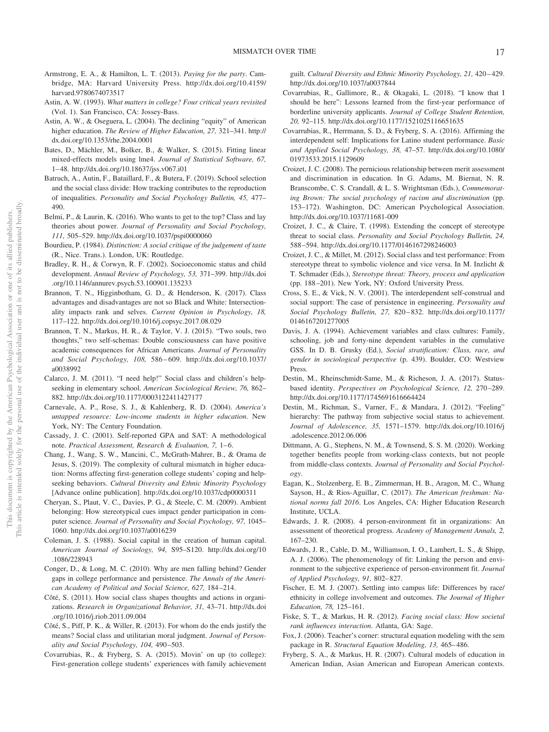Armstrong, E. A., & Hamilton, L. T. (2013). *Paying for the party*. Cambridge, MA: Harvard University Press. http://dx.doi.org/10.4159/harvard.9780674073517

Astin, A. W. (1993). *What matters in college? Four critical years revisited* (Vol. 1). San Francisco, CA: Jossey-Bass.

Astin, A. W., & Oseguera, L. (2004). The declining "equity" of American higher education. *The Review of Higher Education, 27,* 321–341. http://dx.doi.org/10.1353/rhe.2004.0001

Bates, D., Mächler, M., Bolker, B., & Walker, S. (2015). Fitting linear mixed-effects models using lme4. *Journal of Statistical Software, 67,* 1–48. http://dx.doi.org/10.18637/jss.v067.i01

Batruch, A., Autin, F., Bataillard, F., & Butera, F. (2019). School selection and the social class divide: How tracking contributes to the reproduction of inequalities. *Personality and Social Psychology Bulletin, 45,* 477–490.

Belmi, P., & Laurin, K. (2016). Who wants to get to the top? Class and lay theories about power. *Journal of Personality and Social Psychology, 111,* 505–529. http://dx.doi.org/10.1037/pspi0000060

Bourdieu, P. (1984). *Distinction: A social critique of the judgement of taste* (R., Nice. Trans.). London, UK: Routledge.

Bradley, R. H., & Corwyn, R. F. (2002). Socioeconomic status and child development. *Annual Review of Psychology, 53,* 371–399. http://dx.doi.org/10.1146/annurev.psych.53.100901.135233

Brannon, T. N., Higginbotham, G. D., & Henderson, K. (2017). Class advantages and disadvantages are not so Black and White: Intersectionality impacts rank and selves. *Current Opinion in Psychology, 18,* 117–122. http://dx.doi.org/10.1016/j.copsyc.2017.08.029

Brannon, T. N., Markus, H. R., & Taylor, V. J. (2015). "Two souls, two thoughts," two self-schemas: Double consciousness can have positive academic consequences for African Americans. *Journal of Personality and Social Psychology, 108,* 586–609. http://dx.doi.org/10.1037/a0038992

Calarco, J. M. (2011). "I need help!" Social class and children's help-seeking in elementary school. *American Sociological Review, 76,* 862–882. http://dx.doi.org/10.1177/0003122411427177

Carnevale, A. P., Rose, S. J., & Kahlenberg, R. D. (2004). *America's untapped resource: Low-income students in higher education*. New York, NY: The Century Foundation.

Cassady, J. C. (2001). Self-reported GPA and SAT: A methodological note. *Practical Assessment, Research & Evaluation, 7,* 1–6.

Chang, J., Wang, S. W., Mancini, C., McGrath-Mahrer, B., & Orama de Jesus, S. (2019). The complexity of cultural mismatch in higher education: Norms affecting first-generation college students' coping and help-seeking behaviors. *Cultural Diversity and Ethnic Minority Psychology* [Advance online publication]. http://dx.doi.org/10.1037/cdp0000311

Cheryan, S., Plaut, V. C., Davies, P. G., & Steele, C. M. (2009). Ambient belonging: How stereotypical cues impact gender participation in computer science. *Journal of Personality and Social Psychology, 97,* 1045–1060. http://dx.doi.org/10.1037/a0016239

Coleman, J. S. (1988). Social capital in the creation of human capital. *American Journal of Sociology, 94,* S95–S120. http://dx.doi.org/10.1086/228943

Conger, D., & Long, M. C. (2010). Why are men falling behind? Gender gaps in college performance and persistence. *The Annals of the American Academy of Political and Social Science, 627,* 184–214.

Côté, S. (2011). How social class shapes thoughts and actions in organizations. *Research in Organizational Behavior, 31,* 43–71. http://dx.doi.org/10.1016/j.riob.2011.09.004

Côté, S., Piff, P. K., & Willer, R. (2013). For whom do the ends justify the means? Social class and utilitarian moral judgment. *Journal of Personality and Social Psychology, 104,* 490–503.

Covarrubias, R., & Fryberg, S. A. (2015). Movin' on up (to college): First-generation college students' experiences with family achievement guilt. *Cultural Diversity and Ethnic Minority Psychology, 21,* 420–429. http://dx.doi.org/10.1037/a0037844

Covarrubias, R., Gallimore, R., & Okagaki, L. (2018). "I know that I should be here": Lessons learned from the first-year performance of borderline university applicants. *Journal of College Student Retention, 20,* 92–115. http://dx.doi.org/10.1177/1521025116651635

Covarrubias, R., Herrmann, S. D., & Fryberg, S. A. (2016). Affirming the interdependent self: Implications for Latino student performance. *Basic and Applied Social Psychology, 38,* 47–57. http://dx.doi.org/10.1080/01973533.2015.1129609

Croizet, J. C. (2008). The pernicious relationship between merit assessment and discrimination in education. In G. Adams, M. Biernat, N. R. Branscombe, C. S. Crandall, & L. S. Wrightsman (Eds.), *Commemorating Brown: The social psychology of racism and discrimination* (pp. 153–172). Washington, DC: American Psychological Association. http://dx.doi.org/10.1037/11681-009

Croizet, J. C., & Claire, T. (1998). Extending the concept of stereotype threat to social class. *Personality and Social Psychology Bulletin, 24,* 588–594. http://dx.doi.org/10.1177/0146167298246003

Croizet, J. C., & Millet, M. (2012). Social class and test performance: From stereotype threat to symbolic violence and vice versa. In M. Inzlicht & T. Schmader (Eds.), *Stereotype threat: Theory, process and application* (pp. 188–201). New York, NY: Oxford University Press.

Cross, S. E., & Vick, N. V. (2001). The interdependent self-construal and social support: The case of persistence in engineering. *Personality and Social Psychology Bulletin, 27,* 820–832. http://dx.doi.org/10.1177/0146167201277005

Davis, J. A. (1994). Achievement variables and class cultures: Family, schooling, job and forty-nine dependent variables in the cumulative GSS. In D. B. Grusky (Ed.), *Social stratification: Class, race, and gender in sociological perspective* (p. 439). Boulder, CO: Westview Press.

Destin, M., Rheinschmidt-Same, M., & Richeson, J. A. (2017). Status-based identity. *Perspectives on Psychological Science, 12,* 270–289. http://dx.doi.org/10.1177/1745691616664424

Destin, M., Richman, S., Varner, F., & Mandara, J. (2012). "Feeling" hierarchy: The pathway from subjective social status to achievement. *Journal of Adolescence, 35,* 1571–1579. http://dx.doi.org/10.1016/j.adolescence.2012.06.006

Dittmann, A. G., Stephens, N. M., & Townsend, S. S. M. (2020). Working together benefits people from working-class contexts, but not people from middle-class contexts. *Journal of Personality and Social Psychology*.

Eagan, K., Stolzenberg, E. B., Zimmerman, H. B., Aragon, M. C., Whang Sayson, H., & Rios-Aguillar, C. (2017). *The American freshman: National norms fall 2016*. Los Angeles, CA: Higher Education Research Institute, UCLA.

Edwards, J. R. (2008). 4 person-environment fit in organizations: An assessment of theoretical progress. *Academy of Management Annals, 2,* 167–230.

Edwards, J. R., Cable, D. M., Williamson, I. O., Lambert, L. S., & Shipp, A. J. (2006). The phenomenology of fit: Linking the person and environment to the subjective experience of person-environment fit. *Journal of Applied Psychology, 91,* 802–827.

Fischer, E. M. J. (2007). Settling into campus life: Differences by race/ethnicity in college involvement and outcomes. *The Journal of Higher Education, 78,* 125–161.

Fiske, S. T., & Markus, H. R. (2012). *Facing social class: How societal rank influences interaction*. Atlanta, GA: Sage.

Fox, J. (2006). Teacher's corner: structural equation modeling with the sem package in R. *Structural Equation Modeling, 13,* 465–486.

Fryberg, S. A., & Markus, H. R. (2007). Cultural models of education in American Indian, Asian American and European American contexts.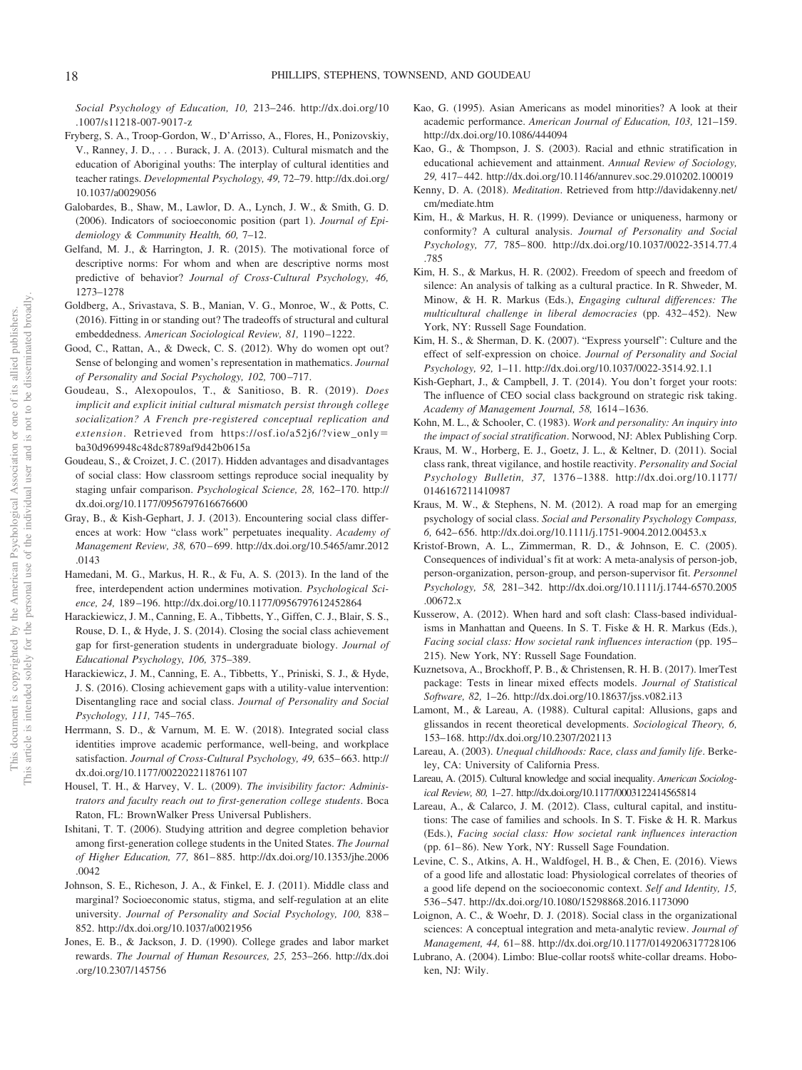*Social Psychology of Education, 10,* 213–246. http://dx.doi.org/10.1007/s11218-007-9017-z

Fryberg, S. A., Troop-Gordon, W., D'Arrisso, A., Flores, H., Ponizovskiy, V., Ranney, J. D., . . . Burack, J. A. (2013). Cultural mismatch and the education of Aboriginal youths: The interplay of cultural identities and teacher ratings. *Developmental Psychology, 49,* 72–79. http://dx.doi.org/10.1037/a0029056

Galobardes, B., Shaw, M., Lawlor, D. A., Lynch, J. W., & Smith, G. D. (2006). Indicators of socioeconomic position (part 1). *Journal of Epidemiology & Community Health, 60,* 7–12.

Gelfand, M. J., & Harrington, J. R. (2015). The motivational force of descriptive norms: For whom and when are descriptive norms most predictive of behavior? *Journal of Cross-Cultural Psychology, 46,* 1273–1278

Goldberg, A., Srivastava, S. B., Manian, V. G., Monroe, W., & Potts, C. (2016). Fitting in or standing out? The tradeoffs of structural and cultural embeddedness. *American Sociological Review, 81,* 1190–1222.

Good, C., Rattan, A., & Dweck, C. S. (2012). Why do women opt out? Sense of belonging and women's representation in mathematics. *Journal of Personality and Social Psychology, 102,* 700–717.

Goudeau, S., Alexopoulos, T., & Sanitioso, B. R. (2019). *Does implicit and explicit initial cultural mismatch persist through college socialization? A French pre-registered conceptual replication and extension*. Retrieved from https://osf.io/a52j6/?view_only=ba30d969948c48dc8789af9d42b0615a

Goudeau, S., & Croizet, J. C. (2017). Hidden advantages and disadvantages of social class: How classroom settings reproduce social inequality by staging unfair comparison. *Psychological Science, 28,* 162–170. http://dx.doi.org/10.1177/0956797616676600

Gray, B., & Kish-Gephart, J. J. (2013). Encountering social class differences at work: How "class work" perpetuates inequality. *Academy of Management Review, 38,* 670–699. http://dx.doi.org/10.5465/amr.2012.0143

Hamedani, M. G., Markus, H. R., & Fu, A. S. (2013). In the land of the free, interdependent action undermines motivation. *Psychological Science, 24,* 189–196. http://dx.doi.org/10.1177/0956797612452864

Harackiewicz, J. M., Canning, E. A., Tibbetts, Y., Giffen, C. J., Blair, S. S., Rouse, D. I., & Hyde, J. S. (2014). Closing the social class achievement gap for first-generation students in undergraduate biology. *Journal of Educational Psychology, 106,* 375–389.

Harackiewicz, J. M., Canning, E. A., Tibbetts, Y., Priniski, S. J., & Hyde, J. S. (2016). Closing achievement gaps with a utility-value intervention: Disentangling race and social class. *Journal of Personality and Social Psychology, 111,* 745–765.

Herrmann, S. D., & Varnum, M. E. W. (2018). Integrated social class identities improve academic performance, well-being, and workplace satisfaction. *Journal of Cross-Cultural Psychology, 49,* 635–663. http://dx.doi.org/10.1177/0022022118761107

Housel, T. H., & Harvey, V. L. (2009). *The invisibility factor: Administrators and faculty reach out to first-generation college students*. Boca Raton, FL: BrownWalker Press Universal Publishers.

Ishitani, T. T. (2006). Studying attrition and degree completion behavior among first-generation college students in the United States. *The Journal of Higher Education, 77,* 861–885. http://dx.doi.org/10.1353/jhe.2006.0042

Johnson, S. E., Richeson, J. A., & Finkel, E. J. (2011). Middle class and marginal? Socioeconomic status, stigma, and self-regulation at an elite university. *Journal of Personality and Social Psychology, 100,* 838–852. http://dx.doi.org/10.1037/a0021956

Jones, E. B., & Jackson, J. D. (1990). College grades and labor market rewards. *The Journal of Human Resources, 25,* 253–266. http://dx.doi.org/10.2307/145756

Kao, G. (1995). Asian Americans as model minorities? A look at their academic performance. *American Journal of Education, 103,* 121–159. http://dx.doi.org/10.1086/444094

Kao, G., & Thompson, J. S. (2003). Racial and ethnic stratification in educational achievement and attainment. *Annual Review of Sociology, 29,* 417–442. http://dx.doi.org/10.1146/annurev.soc.29.010202.100019

Kenny, D. A. (2018). *Meditation*. Retrieved from http://davidakenny.net/cm/mediate.htm

Kim, H., & Markus, H. R. (1999). Deviance or uniqueness, harmony or conformity? A cultural analysis. *Journal of Personality and Social Psychology, 77,* 785–800. http://dx.doi.org/10.1037/0022-3514.77.4.785

Kim, H. S., & Markus, H. R. (2002). Freedom of speech and freedom of silence: An analysis of talking as a cultural practice. In R. Shweder, M. Minow, & H. R. Markus (Eds.), *Engaging cultural differences: The multicultural challenge in liberal democracies* (pp. 432–452). New York, NY: Russell Sage Foundation.

Kim, H. S., & Sherman, D. K. (2007). "Express yourself": Culture and the effect of self-expression on choice. *Journal of Personality and Social Psychology, 92,* 1–11. http://dx.doi.org/10.1037/0022-3514.92.1.1

Kish-Gephart, J., & Campbell, J. T. (2014). You don't forget your roots: The influence of CEO social class background on strategic risk taking. *Academy of Management Journal, 58,* 1614–1636.

Kohn, M. L., & Schooler, C. (1983). *Work and personality: An inquiry into the impact of social stratification*. Norwood, NJ: Ablex Publishing Corp.

Kraus, M. W., Horberg, E. J., Goetz, J. L., & Keltner, D. (2011). Social class rank, threat vigilance, and hostile reactivity. *Personality and Social Psychology Bulletin, 37,* 1376–1388. http://dx.doi.org/10.1177/0146167211410987

Kraus, M. W., & Stephens, N. M. (2012). A road map for an emerging psychology of social class. *Social and Personality Psychology Compass, 6,* 642–656. http://dx.doi.org/10.1111/j.1751-9004.2012.00453.x

Kristof-Brown, A. L., Zimmerman, R. D., & Johnson, E. C. (2005). Consequences of individual's fit at work: A meta-analysis of person-job, person-organization, person-group, and person-supervisor fit. *Personnel Psychology, 58,* 281–342. http://dx.doi.org/10.1111/j.1744-6570.2005.00672.x

Kusserow, A. (2012). When hard and soft clash: Class-based individualisms in Manhattan and Queens. In S. T. Fiske & H. R. Markus (Eds.), *Facing social class: How societal rank influences interaction* (pp. 195–215). New York, NY: Russell Sage Foundation.

Kuznetsova, A., Brockhoff, P. B., & Christensen, R. H. B. (2017). lmerTest package: Tests in linear mixed effects models. *Journal of Statistical Software, 82,* 1–26. http://dx.doi.org/10.18637/jss.v082.i13

Lamont, M., & Lareau, A. (1988). Cultural capital: Allusions, gaps and glissandos in recent theoretical developments. *Sociological Theory, 6,* 153–168. http://dx.doi.org/10.2307/202113

Lareau, A. (2003). *Unequal childhoods: Race, class and family life*. Berkeley, CA: University of California Press.

Lareau, A. (2015). Cultural knowledge and social inequality. *American Sociological Review, 80,* 1–27. http://dx.doi.org/10.1177/0003122414565814

Lareau, A., & Calarco, J. M. (2012). Class, cultural capital, and institutions: The case of families and schools. In S. T. Fiske & H. R. Markus (Eds.), *Facing social class: How societal rank influences interaction* (pp. 61–86). New York, NY: Russell Sage Foundation.

Levine, C. S., Atkins, A. H., Waldfogel, H. B., & Chen, E. (2016). Views of a good life and allostatic load: Physiological correlates of theories of a good life depend on the socioeconomic context. *Self and Identity, 15,* 536–547. http://dx.doi.org/10.1080/15298868.2016.1173090

Loignon, A. C., & Woehr, D. J. (2018). Social class in the organizational sciences: A conceptual integration and meta-analytic review. *Journal of Management, 44,* 61–88. http://dx.doi.org/10.1177/0149206317728106

Lubrano, A. (2004). Limbo: Blue-collar rootsš white-collar dreams. Hoboken, NJ: Wily.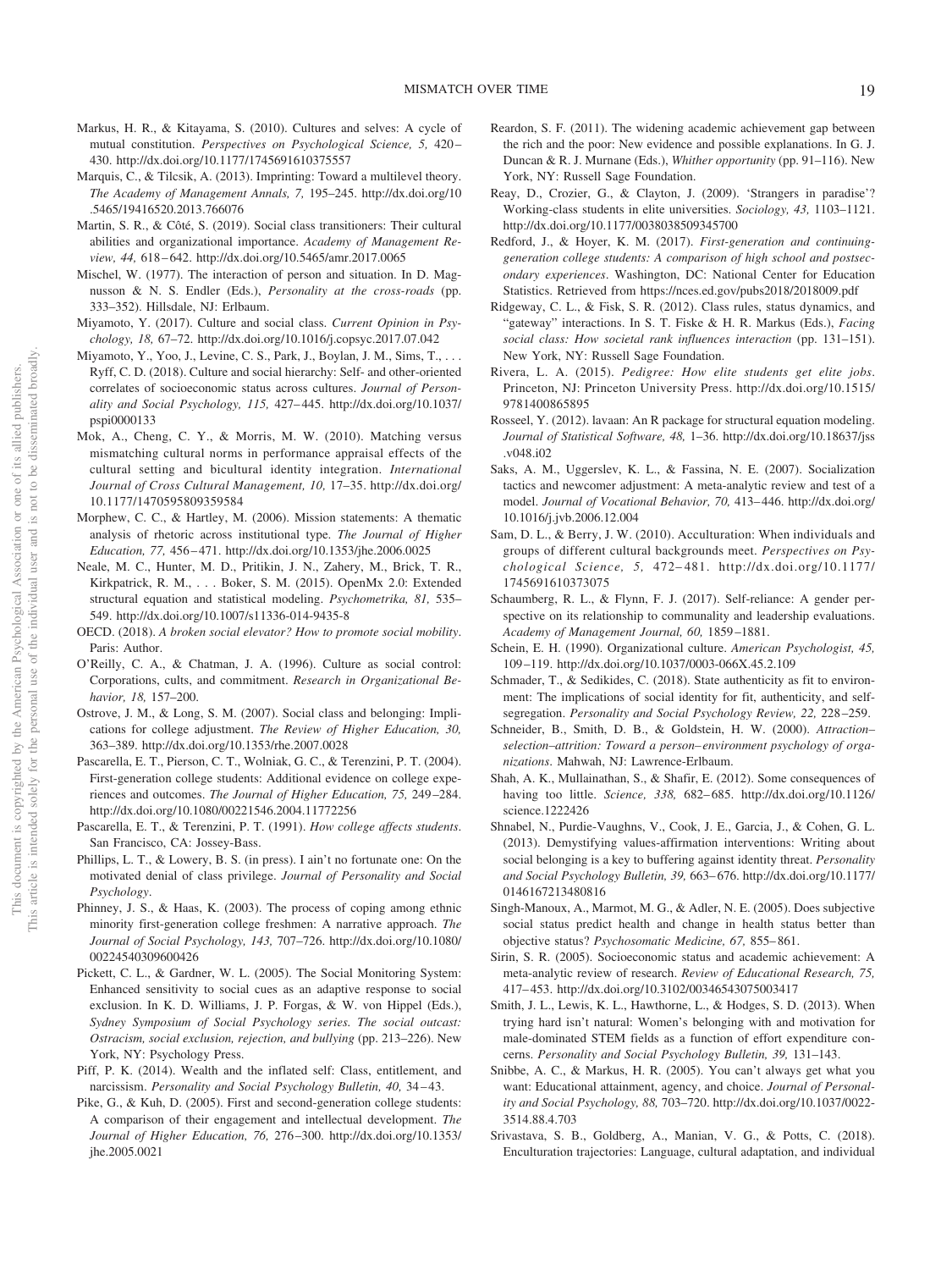Markus, H. R., & Kitayama, S. (2010). Cultures and selves: A cycle of mutual constitution. *Perspectives on Psychological Science, 5,* 420–430. http://dx.doi.org/10.1177/1745691610375557

Marquis, C., & Tilcsik, A. (2013). Imprinting: Toward a multilevel theory. *The Academy of Management Annals, 7,* 195–245. http://dx.doi.org/10.5465/19416520.2013.766076

Martin, S. R., & Côté, S. (2019). Social class transitioners: Their cultural abilities and organizational importance. *Academy of Management Review, 44,* 618–642. http://dx.doi.org/10.5465/amr.2017.0065

Mischel, W. (1977). The interaction of person and situation. In D. Magnusson & N. S. Endler (Eds.), *Personality at the cross-roads* (pp. 333–352). Hillsdale, NJ: Erlbaum.

Miyamoto, Y. (2017). Culture and social class. *Current Opinion in Psychology, 18,* 67–72. http://dx.doi.org/10.1016/j.copsyc.2017.07.042

Miyamoto, Y., Yoo, J., Levine, C. S., Park, J., Boylan, J. M., Sims, T., . . . Ryff, C. D. (2018). Culture and social hierarchy: Self- and other-oriented correlates of socioeconomic status across cultures. *Journal of Personality and Social Psychology, 115,* 427–445. http://dx.doi.org/10.1037/pspi0000133

Mok, A., Cheng, C. Y., & Morris, M. W. (2010). Matching versus mismatching cultural norms in performance appraisal effects of the cultural setting and bicultural identity integration. *International Journal of Cross Cultural Management, 10,* 17–35. http://dx.doi.org/10.1177/1470595809359584

Morphew, C. C., & Hartley, M. (2006). Mission statements: A thematic analysis of rhetoric across institutional type. *The Journal of Higher Education, 77,* 456–471. http://dx.doi.org/10.1353/jhe.2006.0025

Neale, M. C., Hunter, M. D., Pritikin, J. N., Zahery, M., Brick, T. R., Kirkpatrick, R. M., . . . Boker, S. M. (2015). OpenMx 2.0: Extended structural equation and statistical modeling. *Psychometrika, 81,* 535–549. http://dx.doi.org/10.1007/s11336-014-9435-8

OECD. (2018). *A broken social elevator? How to promote social mobility*. Paris: Author.

O'Reilly, C. A., & Chatman, J. A. (1996). Culture as social control: Corporations, cults, and commitment. *Research in Organizational Behavior, 18,* 157–200.

Ostrove, J. M., & Long, S. M. (2007). Social class and belonging: Implications for college adjustment. *The Review of Higher Education, 30,* 363–389. http://dx.doi.org/10.1353/rhe.2007.0028

Pascarella, E. T., Pierson, C. T., Wolniak, G. C., & Terenzini, P. T. (2004). First-generation college students: Additional evidence on college experiences and outcomes. *The Journal of Higher Education, 75,* 249–284. http://dx.doi.org/10.1080/00221546.2004.11772256

Pascarella, E. T., & Terenzini, P. T. (1991). *How college affects students*. San Francisco, CA: Jossey-Bass.

Phillips, L. T., & Lowery, B. S. (in press). I ain't no fortunate one: On the motivated denial of class privilege. *Journal of Personality and Social Psychology*.

Phinney, J. S., & Haas, K. (2003). The process of coping among ethnic minority first-generation college freshmen: A narrative approach. *The Journal of Social Psychology, 143,* 707–726. http://dx.doi.org/10.1080/00224540309600426

Pickett, C. L., & Gardner, W. L. (2005). The Social Monitoring System: Enhanced sensitivity to social cues as an adaptive response to social exclusion. In K. D. Williams, J. P. Forgas, & W. von Hippel (Eds.), *Sydney Symposium of Social Psychology series. The social outcast: Ostracism, social exclusion, rejection, and bullying* (pp. 213–226). New York, NY: Psychology Press.

Piff, P. K. (2014). Wealth and the inflated self: Class, entitlement, and narcissism. *Personality and Social Psychology Bulletin, 40,* 34–43.

Pike, G., & Kuh, D. (2005). First and second-generation college students: A comparison of their engagement and intellectual development. *The Journal of Higher Education, 76,* 276–300. http://dx.doi.org/10.1353/jhe.2005.0021

Reardon, S. F. (2011). The widening academic achievement gap between the rich and the poor: New evidence and possible explanations. In G. J. Duncan & R. J. Murnane (Eds.), *Whither opportunity* (pp. 91–116). New York, NY: Russell Sage Foundation.

Reay, D., Crozier, G., & Clayton, J. (2009). 'Strangers in paradise'? Working-class students in elite universities. *Sociology, 43,* 1103–1121. http://dx.doi.org/10.1177/0038038509345700

Redford, J., & Hoyer, K. M. (2017). *First-generation and continuing-generation college students: A comparison of high school and postsecondary experiences*. Washington, DC: National Center for Education Statistics. Retrieved from https://nces.ed.gov/pubs2018/2018009.pdf

Ridgeway, C. L., & Fisk, S. R. (2012). Class rules, status dynamics, and "gateway" interactions. In S. T. Fiske & H. R. Markus (Eds.), *Facing social class: How societal rank influences interaction* (pp. 131–151). New York, NY: Russell Sage Foundation.

Rivera, L. A. (2015). *Pedigree: How elite students get elite jobs*. Princeton, NJ: Princeton University Press. http://dx.doi.org/10.1515/9781400865895

Rosseel, Y. (2012). lavaan: An R package for structural equation modeling. *Journal of Statistical Software, 48,* 1–36. http://dx.doi.org/10.18637/jss.v048.i02

Saks, A. M., Uggerslev, K. L., & Fassina, N. E. (2007). Socialization tactics and newcomer adjustment: A meta-analytic review and test of a model. *Journal of Vocational Behavior, 70,* 413–446. http://dx.doi.org/10.1016/j.jvb.2006.12.004

Sam, D. L., & Berry, J. W. (2010). Acculturation: When individuals and groups of different cultural backgrounds meet. *Perspectives on Psychological Science, 5,* 472–481. http://dx.doi.org/10.1177/1745691610373075

Schaumberg, R. L., & Flynn, F. J. (2017). Self-reliance: A gender perspective on its relationship to communality and leadership evaluations. *Academy of Management Journal, 60,* 1859–1881.

Schein, E. H. (1990). Organizational culture. *American Psychologist, 45,* 109–119. http://dx.doi.org/10.1037/0003-066X.45.2.109

Schmader, T., & Sedikides, C. (2018). State authenticity as fit to environment: The implications of social identity for fit, authenticity, and self-segregation. *Personality and Social Psychology Review, 22,* 228–259.

Schneider, B., Smith, D. B., & Goldstein, H. W. (2000). *Attraction–selection–attrition: Toward a person–environment psychology of organizations*. Mahwah, NJ: Lawrence-Erlbaum.

Shah, A. K., Mullainathan, S., & Shafir, E. (2012). Some consequences of having too little. *Science, 338,* 682–685. http://dx.doi.org/10.1126/science.1222426

Shnabel, N., Purdie-Vaughns, V., Cook, J. E., Garcia, J., & Cohen, G. L. (2013). Demystifying values-affirmation interventions: Writing about social belonging is a key to buffering against identity threat. *Personality and Social Psychology Bulletin, 39,* 663–676. http://dx.doi.org/10.1177/0146167213480816

Singh-Manoux, A., Marmot, M. G., & Adler, N. E. (2005). Does subjective social status predict health and change in health status better than objective status? *Psychosomatic Medicine, 67,* 855–861.

Sirin, S. R. (2005). Socioeconomic status and academic achievement: A meta-analytic review of research. *Review of Educational Research, 75,* 417–453. http://dx.doi.org/10.3102/00346543075003417

Smith, J. L., Lewis, K. L., Hawthorne, L., & Hodges, S. D. (2013). When trying hard isn't natural: Women's belonging with and motivation for male-dominated STEM fields as a function of effort expenditure concerns. *Personality and Social Psychology Bulletin, 39,* 131–143.

Snibbe, A. C., & Markus, H. R. (2005). You can't always get what you want: Educational attainment, agency, and choice. *Journal of Personality and Social Psychology, 88,* 703–720. http://dx.doi.org/10.1037/0022-3514.88.4.703

Srivastava, S. B., Goldberg, A., Manian, V. G., & Potts, C. (2018). Enculturation trajectories: Language, cultural adaptation, and individual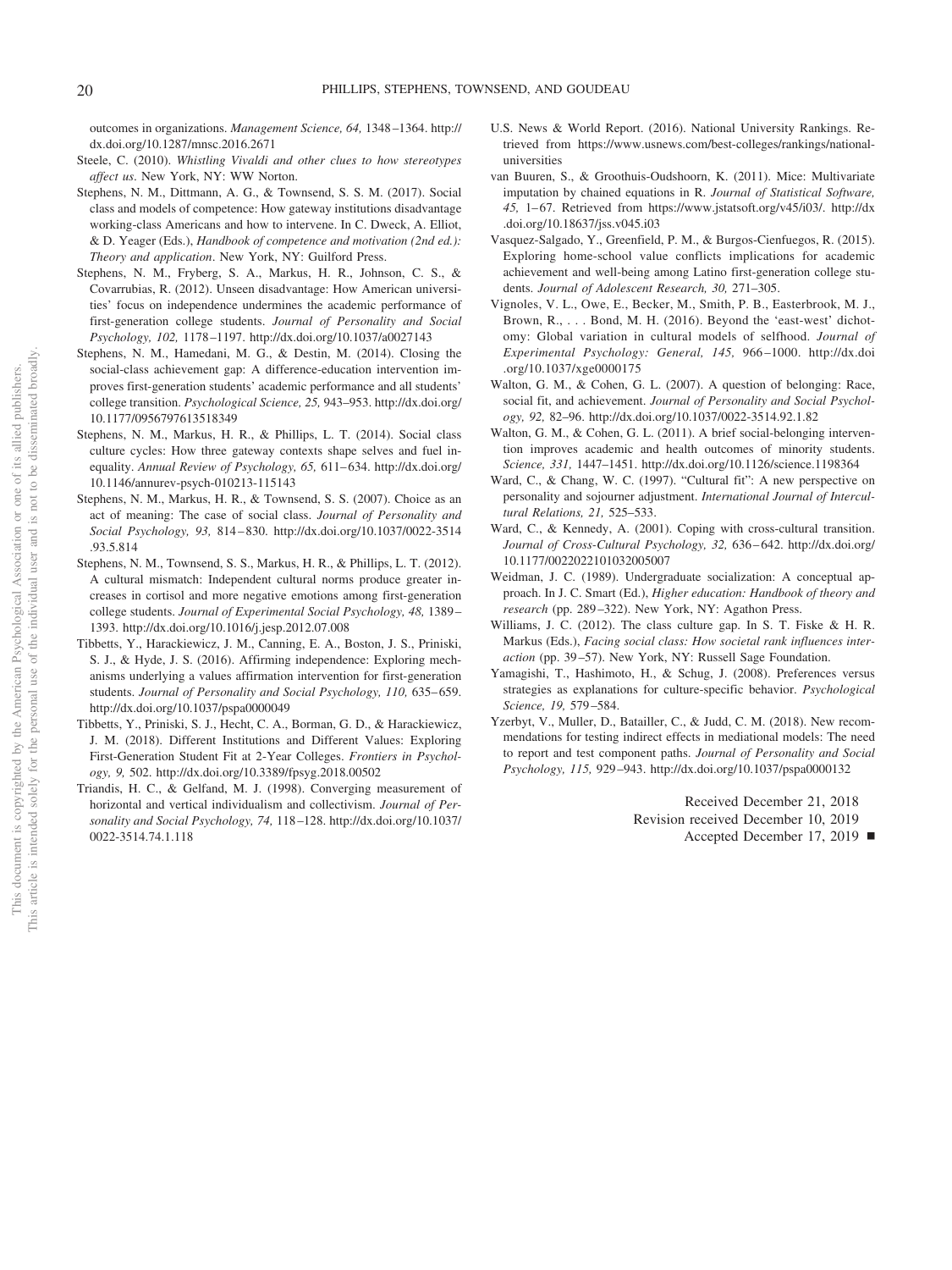outcomes in organizations. *Management Science, 64,* 1348–1364. http://dx.doi.org/10.1287/mnsc.2016.2671

Steele, C. (2010). *Whistling Vivaldi and other clues to how stereotypes affect us*. New York, NY: WW Norton.

Stephens, N. M., Dittmann, A. G., & Townsend, S. S. M. (2017). Social class and models of competence: How gateway institutions disadvantage working-class Americans and how to intervene. In C. Dweck, A. Elliot, & D. Yeager (Eds.), *Handbook of competence and motivation (2nd ed.): Theory and application*. New York, NY: Guilford Press.

Stephens, N. M., Fryberg, S. A., Markus, H. R., Johnson, C. S., & Covarrubias, R. (2012). Unseen disadvantage: How American universities' focus on independence undermines the academic performance of first-generation college students. *Journal of Personality and Social Psychology, 102,* 1178–1197. http://dx.doi.org/10.1037/a0027143

Stephens, N. M., Hamedani, M. G., & Destin, M. (2014). Closing the social-class achievement gap: A difference-education intervention improves first-generation students' academic performance and all students' college transition. *Psychological Science, 25,* 943–953. http://dx.doi.org/10.1177/0956797613518349

Stephens, N. M., Markus, H. R., & Phillips, L. T. (2014). Social class culture cycles: How three gateway contexts shape selves and fuel inequality. *Annual Review of Psychology, 65,* 611–634. http://dx.doi.org/10.1146/annurev-psych-010213-115143

Stephens, N. M., Markus, H. R., & Townsend, S. S. (2007). Choice as an act of meaning: The case of social class. *Journal of Personality and Social Psychology, 93,* 814–830. http://dx.doi.org/10.1037/0022-3514.93.5.814

Stephens, N. M., Townsend, S. S., Markus, H. R., & Phillips, L. T. (2012). A cultural mismatch: Independent cultural norms produce greater increases in cortisol and more negative emotions among first-generation college students. *Journal of Experimental Social Psychology, 48,* 1389–1393. http://dx.doi.org/10.1016/j.jesp.2012.07.008

Tibbetts, Y., Harackiewicz, J. M., Canning, E. A., Boston, J. S., Priniski, S. J., & Hyde, J. S. (2016). Affirming independence: Exploring mechanisms underlying a values affirmation intervention for first-generation students. *Journal of Personality and Social Psychology, 110,* 635–659. http://dx.doi.org/10.1037/pspa0000049

Tibbetts, Y., Priniski, S. J., Hecht, C. A., Borman, G. D., & Harackiewicz, J. M. (2018). Different Institutions and Different Values: Exploring First-Generation Student Fit at 2-Year Colleges. *Frontiers in Psychology, 9,* 502. http://dx.doi.org/10.3389/fpsyg.2018.00502

Triandis, H. C., & Gelfand, M. J. (1998). Converging measurement of horizontal and vertical individualism and collectivism. *Journal of Personality and Social Psychology, 74,* 118–128. http://dx.doi.org/10.1037/0022-3514.74.1.118

U.S. News & World Report. (2016). National University Rankings. Retrieved from https://www.usnews.com/best-colleges/rankings/national-universities

van Buuren, S., & Groothuis-Oudshoorn, K. (2011). Mice: Multivariate imputation by chained equations in R. *Journal of Statistical Software, 45,* 1–67. Retrieved from https://www.jstatsoft.org/v45/i03/. http://dx.doi.org/10.18637/jss.v045.i03

Vasquez-Salgado, Y., Greenfield, P. M., & Burgos-Cienfuegos, R. (2015). Exploring home-school value conflicts implications for academic achievement and well-being among Latino first-generation college students. *Journal of Adolescent Research, 30,* 271–305.

Vignoles, V. L., Owe, E., Becker, M., Smith, P. B., Easterbrook, M. J., Brown, R., . . . Bond, M. H. (2016). Beyond the 'east-west' dichotomy: Global variation in cultural models of selfhood. *Journal of Experimental Psychology: General, 145,* 966–1000. http://dx.doi.org/10.1037/xge0000175

Walton, G. M., & Cohen, G. L. (2007). A question of belonging: Race, social fit, and achievement. *Journal of Personality and Social Psychology, 92,* 82–96. http://dx.doi.org/10.1037/0022-3514.92.1.82

Walton, G. M., & Cohen, G. L. (2011). A brief social-belonging intervention improves academic and health outcomes of minority students. *Science, 331,* 1447–1451. http://dx.doi.org/10.1126/science.1198364

Ward, C., & Chang, W. C. (1997). "Cultural fit": A new perspective on personality and sojourner adjustment. *International Journal of Intercultural Relations, 21,* 525–533.

Ward, C., & Kennedy, A. (2001). Coping with cross-cultural transition. *Journal of Cross-Cultural Psychology, 32,* 636–642. http://dx.doi.org/10.1177/0022022101032005007

Weidman, J. C. (1989). Undergraduate socialization: A conceptual approach. In J. C. Smart (Ed.), *Higher education: Handbook of theory and research* (pp. 289–322). New York, NY: Agathon Press.

Williams, J. C. (2012). The class culture gap. In S. T. Fiske & H. R. Markus (Eds.), *Facing social class: How societal rank influences interaction* (pp. 39–57). New York, NY: Russell Sage Foundation.

Yamagishi, T., Hashimoto, H., & Schug, J. (2008). Preferences versus strategies as explanations for culture-specific behavior. *Psychological Science, 19,* 579–584.

Yzerbyt, V., Muller, D., Batailler, C., & Judd, C. M. (2018). New recommendations for testing indirect effects in mediational models: The need to report and test component paths. *Journal of Personality and Social Psychology, 115,* 929–943. http://dx.doi.org/10.1037/pspa0000132

Received December 21, 2018
Revision received December 10, 2019
Accepted December 17, 2019 ■